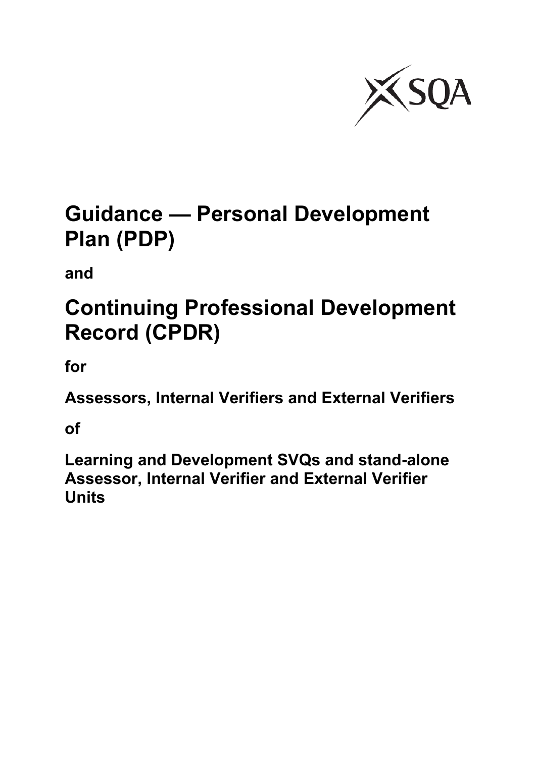SQA

# Guidance — Personal Development Plan (PDP)

**and**

# Continuing Professional Development Record (CPDR)

**for**

**Assessors, Internal Verifiers and External Verifiers**

**of**

**Learning and Development SVQs and stand-alone Assessor, Internal Verifier and External Verifier Units**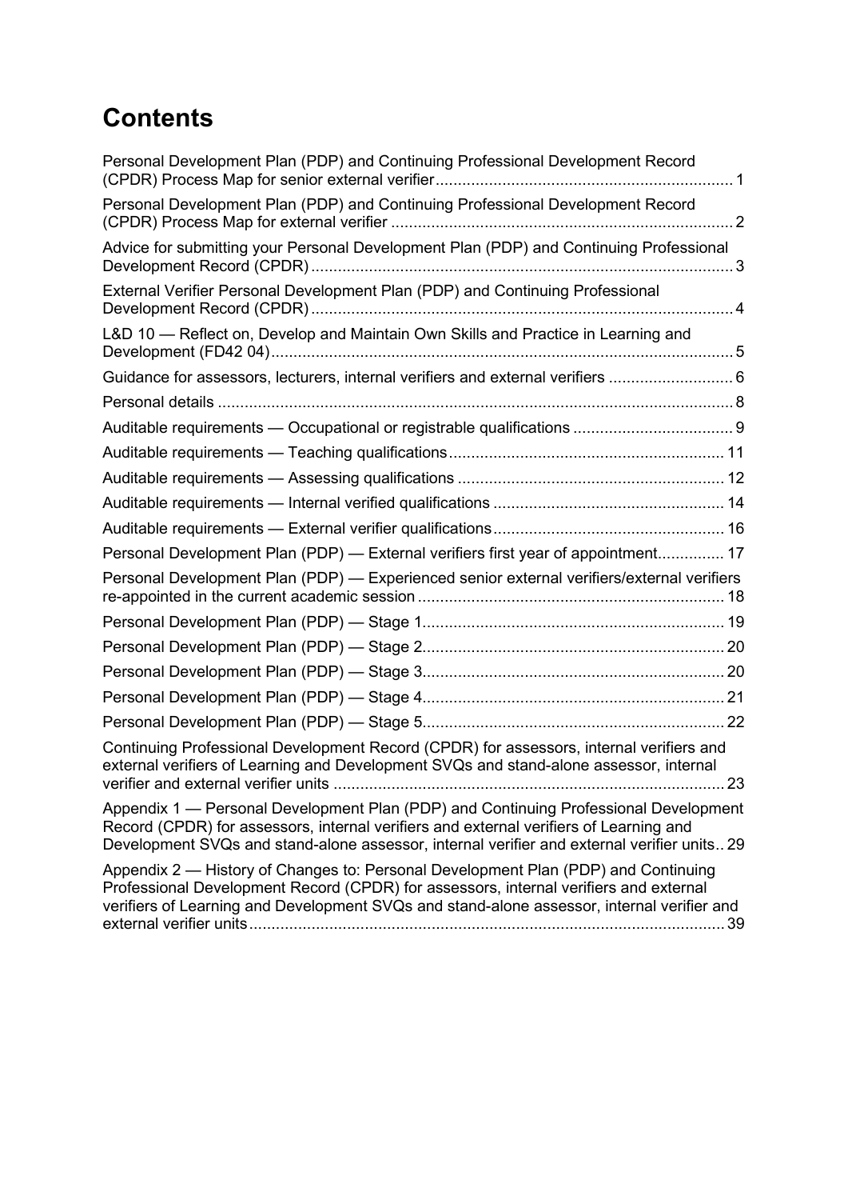# Contents

Personal Development Plan (PDP) and Continuing Professional Development Record (CPDR) Process Map for senior external verifier .......... 1

Personal Development Plan (PDP) and Continuing Professional Development Record (CPDR) Process Map for external verifier .......... 2

Advice for submitting your Personal Development Plan (PDP) and Continuing Professional Development Record (CPDR) .......... 3

External Verifier Personal Development Plan (PDP) and Continuing Professional Development Record (CPDR) .......... 4

L&D 10 — Reflect on, Develop and Maintain Own Skills and Practice in Learning and Development (FD42 04) .......... 5

Guidance for assessors, lecturers, internal verifiers and external verifiers .......... 6

Personal details .......... 8

Auditable requirements — Occupational or registrable qualifications .......... 9

Auditable requirements — Teaching qualifications .......... 11

Auditable requirements — Assessing qualifications .......... 12

Auditable requirements — Internal verified qualifications .......... 14

Auditable requirements — External verifier qualifications .......... 16

Personal Development Plan (PDP) — External verifiers first year of appointment .......... 17

Personal Development Plan (PDP) — Experienced senior external verifiers/external verifiers re-appointed in the current academic session .......... 18

Personal Development Plan (PDP) — Stage 1 .......... 19

Personal Development Plan (PDP) — Stage 2 .......... 20

Personal Development Plan (PDP) — Stage 3 .......... 20

Personal Development Plan (PDP) — Stage 4 .......... 21

Personal Development Plan (PDP) — Stage 5 .......... 22

Continuing Professional Development Record (CPDR) for assessors, internal verifiers and external verifiers of Learning and Development SVQs and stand-alone assessor, internal verifier and external verifier units .......... 23

Appendix 1 — Personal Development Plan (PDP) and Continuing Professional Development Record (CPDR) for assessors, internal verifiers and external verifiers of Learning and Development SVQs and stand-alone assessor, internal verifier and external verifier units .......... 29

Appendix 2 — History of Changes to: Personal Development Plan (PDP) and Continuing Professional Development Record (CPDR) for assessors, internal verifiers and external verifiers of Learning and Development SVQs and stand-alone assessor, internal verifier and external verifier units .......... 39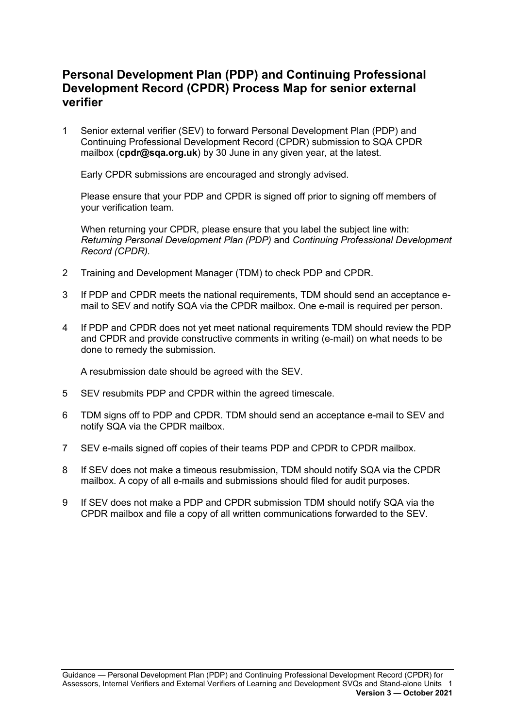## Personal Development Plan (PDP) and Continuing Professional Development Record (CPDR) Process Map for senior external verifier

1. Senior external verifier (SEV) to forward Personal Development Plan (PDP) and Continuing Professional Development Record (CPDR) submission to SQA CPDR mailbox (**cpdr@sqa.org.uk**) by 30 June in any given year, at the latest.

   Early CPDR submissions are encouraged and strongly advised.

   Please ensure that your PDP and CPDR is signed off prior to signing off members of your verification team.

   When returning your CPDR, please ensure that you label the subject line with: *Returning Personal Development Plan (PDP)* and *Continuing Professional Development Record (CPDR).*

2. Training and Development Manager (TDM) to check PDP and CPDR.

3. If PDP and CPDR meets the national requirements, TDM should send an acceptance e-mail to SEV and notify SQA via the CPDR mailbox. One e-mail is required per person.

4. If PDP and CPDR does not yet meet national requirements TDM should review the PDP and CPDR and provide constructive comments in writing (e-mail) on what needs to be done to remedy the submission.

   A resubmission date should be agreed with the SEV.

5. SEV resubmits PDP and CPDR within the agreed timescale.

6. TDM signs off to PDP and CPDR. TDM should send an acceptance e-mail to SEV and notify SQA via the CPDR mailbox.

7. SEV e-mails signed off copies of their teams PDP and CPDR to CPDR mailbox.

8. If SEV does not make a timeous resubmission, TDM should notify SQA via the CPDR mailbox. A copy of all e-mails and submissions should filed for audit purposes.

9. If SEV does not make a PDP and CPDR submission TDM should notify SQA via the CPDR mailbox and file a copy of all written communications forwarded to the SEV.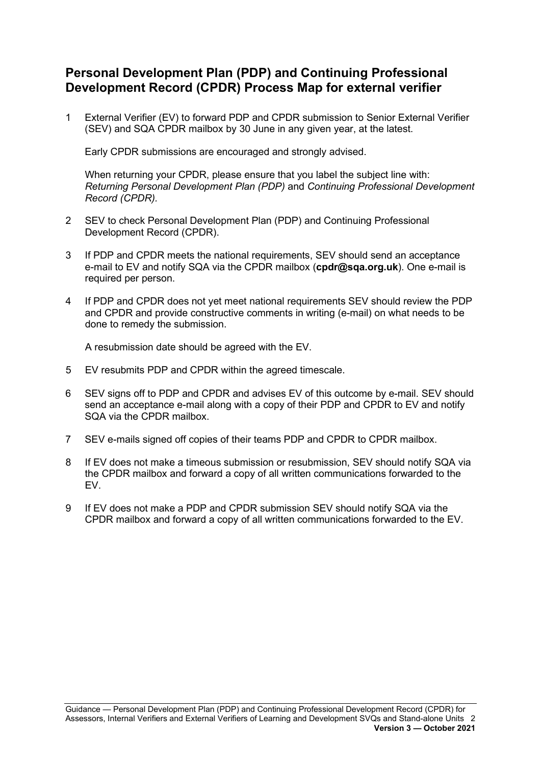## Personal Development Plan (PDP) and Continuing Professional Development Record (CPDR) Process Map for external verifier

1. External Verifier (EV) to forward PDP and CPDR submission to Senior External Verifier (SEV) and SQA CPDR mailbox by 30 June in any given year, at the latest.

   Early CPDR submissions are encouraged and strongly advised.

   When returning your CPDR, please ensure that you label the subject line with: *Returning Personal Development Plan (PDP)* and *Continuing Professional Development Record (CPDR).*

2. SEV to check Personal Development Plan (PDP) and Continuing Professional Development Record (CPDR).

3. If PDP and CPDR meets the national requirements, SEV should send an acceptance e-mail to EV and notify SQA via the CPDR mailbox (**cpdr@sqa.org.uk**). One e-mail is required per person.

4. If PDP and CPDR does not yet meet national requirements SEV should review the PDP and CPDR and provide constructive comments in writing (e-mail) on what needs to be done to remedy the submission.

   A resubmission date should be agreed with the EV.

5. EV resubmits PDP and CPDR within the agreed timescale.

6. SEV signs off to PDP and CPDR and advises EV of this outcome by e-mail. SEV should send an acceptance e-mail along with a copy of their PDP and CPDR to EV and notify SQA via the CPDR mailbox.

7. SEV e-mails signed off copies of their teams PDP and CPDR to CPDR mailbox.

8. If EV does not make a timeous submission or resubmission, SEV should notify SQA via the CPDR mailbox and forward a copy of all written communications forwarded to the EV.

9. If EV does not make a PDP and CPDR submission SEV should notify SQA via the CPDR mailbox and forward a copy of all written communications forwarded to the EV.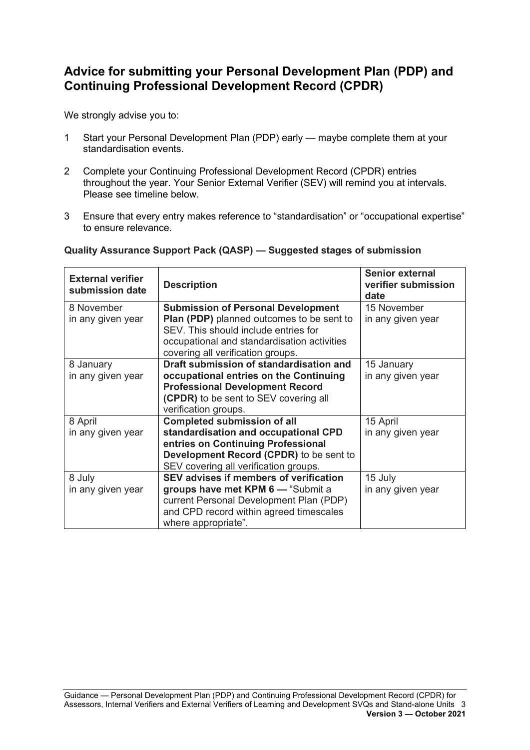## Advice for submitting your Personal Development Plan (PDP) and Continuing Professional Development Record (CPDR)

We strongly advise you to:

1. Start your Personal Development Plan (PDP) early — maybe complete them at your standardisation events.
2. Complete your Continuing Professional Development Record (CPDR) entries throughout the year. Your Senior External Verifier (SEV) will remind you at intervals. Please see timeline below.
3. Ensure that every entry makes reference to "standardisation" or "occupational expertise" to ensure relevance.

**Quality Assurance Support Pack (QASP) — Suggested stages of submission**

| External verifier submission date | Description | Senior external verifier submission date |
|---|---|---|
| 8 November in any given year | **Submission of Personal Development Plan (PDP)** planned outcomes to be sent to SEV. This should include entries for occupational and standardisation activities covering all verification groups. | 15 November in any given year |
| 8 January in any given year | **Draft submission of standardisation and occupational entries on the Continuing Professional Development Record (CPDR)** to be sent to SEV covering all verification groups. | 15 January in any given year |
| 8 April in any given year | **Completed submission of all standardisation and occupational CPD entries on Continuing Professional Development Record (CPDR)** to be sent to SEV covering all verification groups. | 15 April in any given year |
| 8 July in any given year | **SEV advises if members of verification groups have met KPM 6 —** "Submit a current Personal Development Plan (PDP) and CPD record within agreed timescales where appropriate". | 15 July in any given year |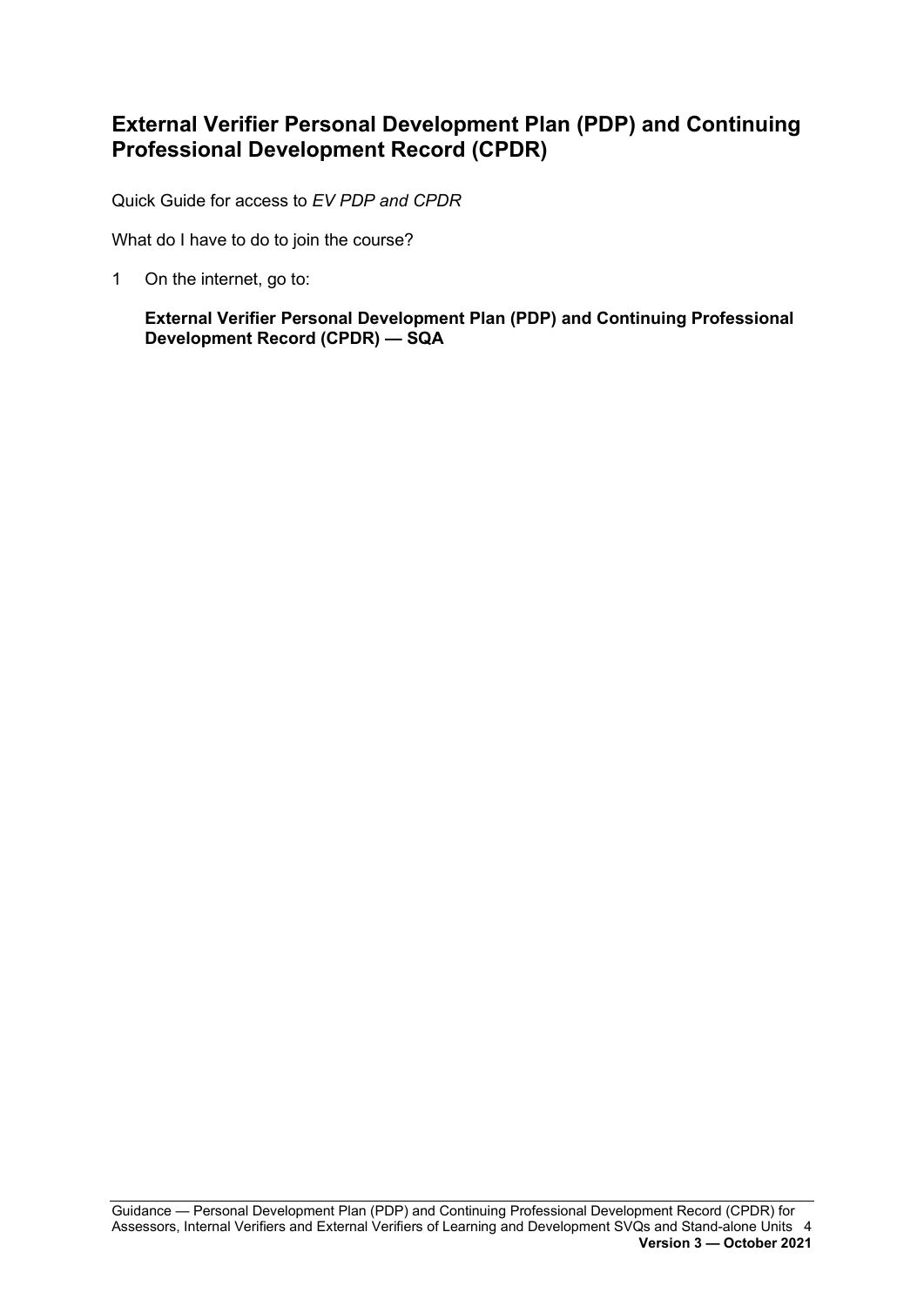## External Verifier Personal Development Plan (PDP) and Continuing Professional Development Record (CPDR)

Quick Guide for access to *EV PDP and CPDR*

What do I have to do to join the course?

1 On the internet, go to:

**External Verifier Personal Development Plan (PDP) and Continuing Professional Development Record (CPDR) — SQA**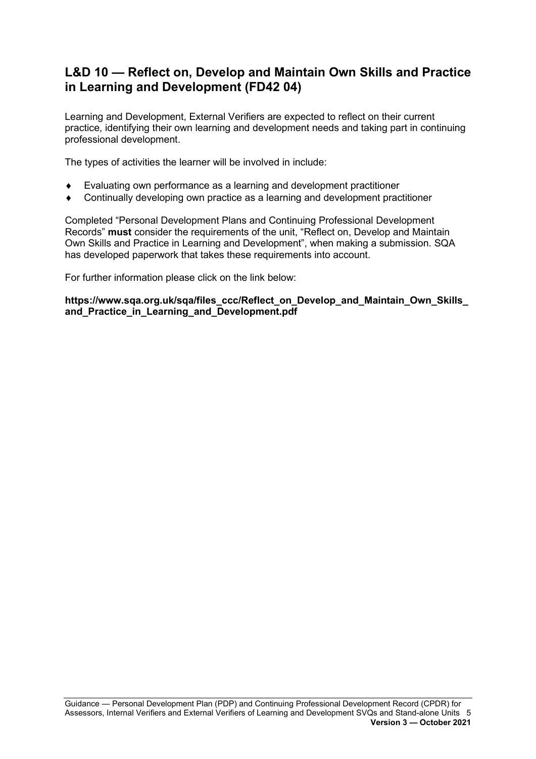## L&D 10 — Reflect on, Develop and Maintain Own Skills and Practice in Learning and Development (FD42 04)

Learning and Development, External Verifiers are expected to reflect on their current practice, identifying their own learning and development needs and taking part in continuing professional development.

The types of activities the learner will be involved in include:

- Evaluating own performance as a learning and development practitioner
- Continually developing own practice as a learning and development practitioner

Completed "Personal Development Plans and Continuing Professional Development Records" **must** consider the requirements of the unit, "Reflect on, Develop and Maintain Own Skills and Practice in Learning and Development", when making a submission. SQA has developed paperwork that takes these requirements into account.

For further information please click on the link below:

**https://www.sqa.org.uk/sqa/files_ccc/Reflect_on_Develop_and_Maintain_Own_Skills_and_Practice_in_Learning_and_Development.pdf**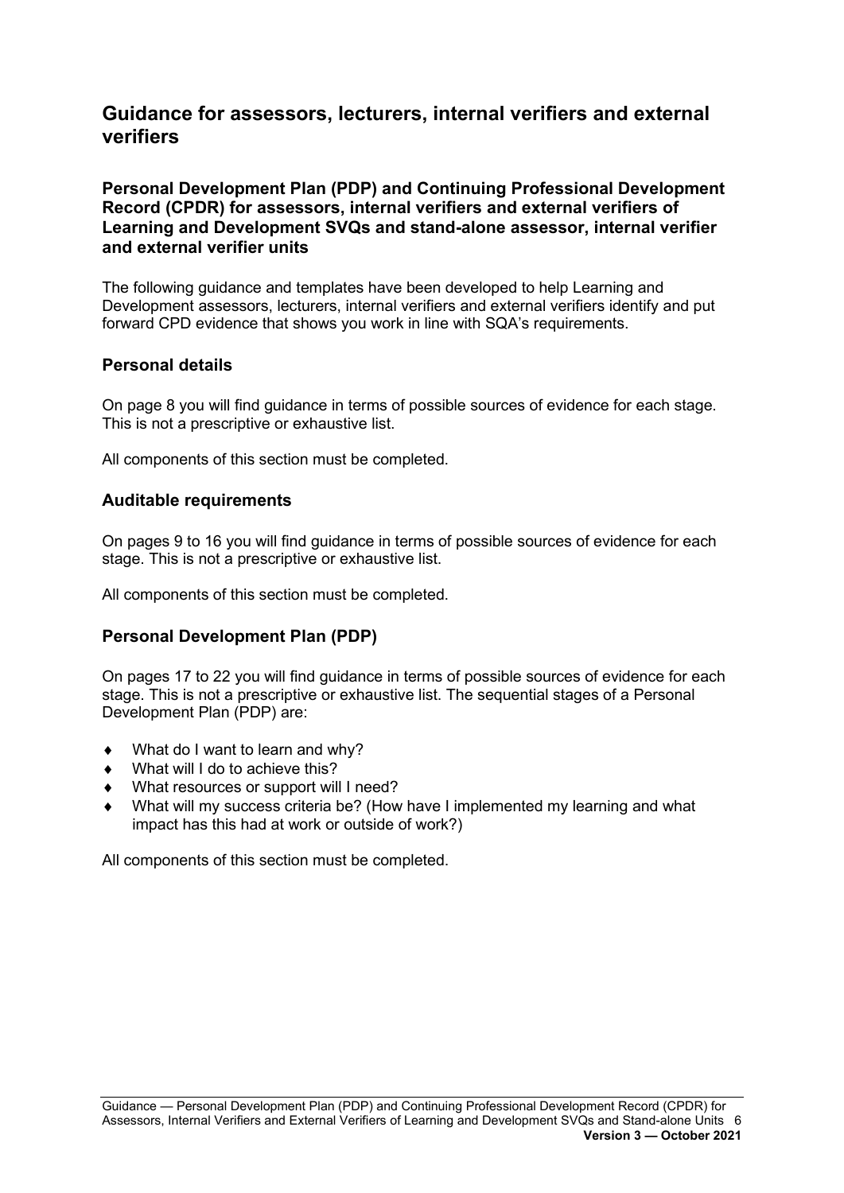## Guidance for assessors, lecturers, internal verifiers and external verifiers

### Personal Development Plan (PDP) and Continuing Professional Development Record (CPDR) for assessors, internal verifiers and external verifiers of Learning and Development SVQs and stand-alone assessor, internal verifier and external verifier units

The following guidance and templates have been developed to help Learning and Development assessors, lecturers, internal verifiers and external verifiers identify and put forward CPD evidence that shows you work in line with SQA's requirements.

### Personal details

On page 8 you will find guidance in terms of possible sources of evidence for each stage. This is not a prescriptive or exhaustive list.

All components of this section must be completed.

### Auditable requirements

On pages 9 to 16 you will find guidance in terms of possible sources of evidence for each stage. This is not a prescriptive or exhaustive list.

All components of this section must be completed.

### Personal Development Plan (PDP)

On pages 17 to 22 you will find guidance in terms of possible sources of evidence for each stage. This is not a prescriptive or exhaustive list. The sequential stages of a Personal Development Plan (PDP) are:

- What do I want to learn and why?
- What will I do to achieve this?
- What resources or support will I need?
- What will my success criteria be? (How have I implemented my learning and what impact has this had at work or outside of work?)

All components of this section must be completed.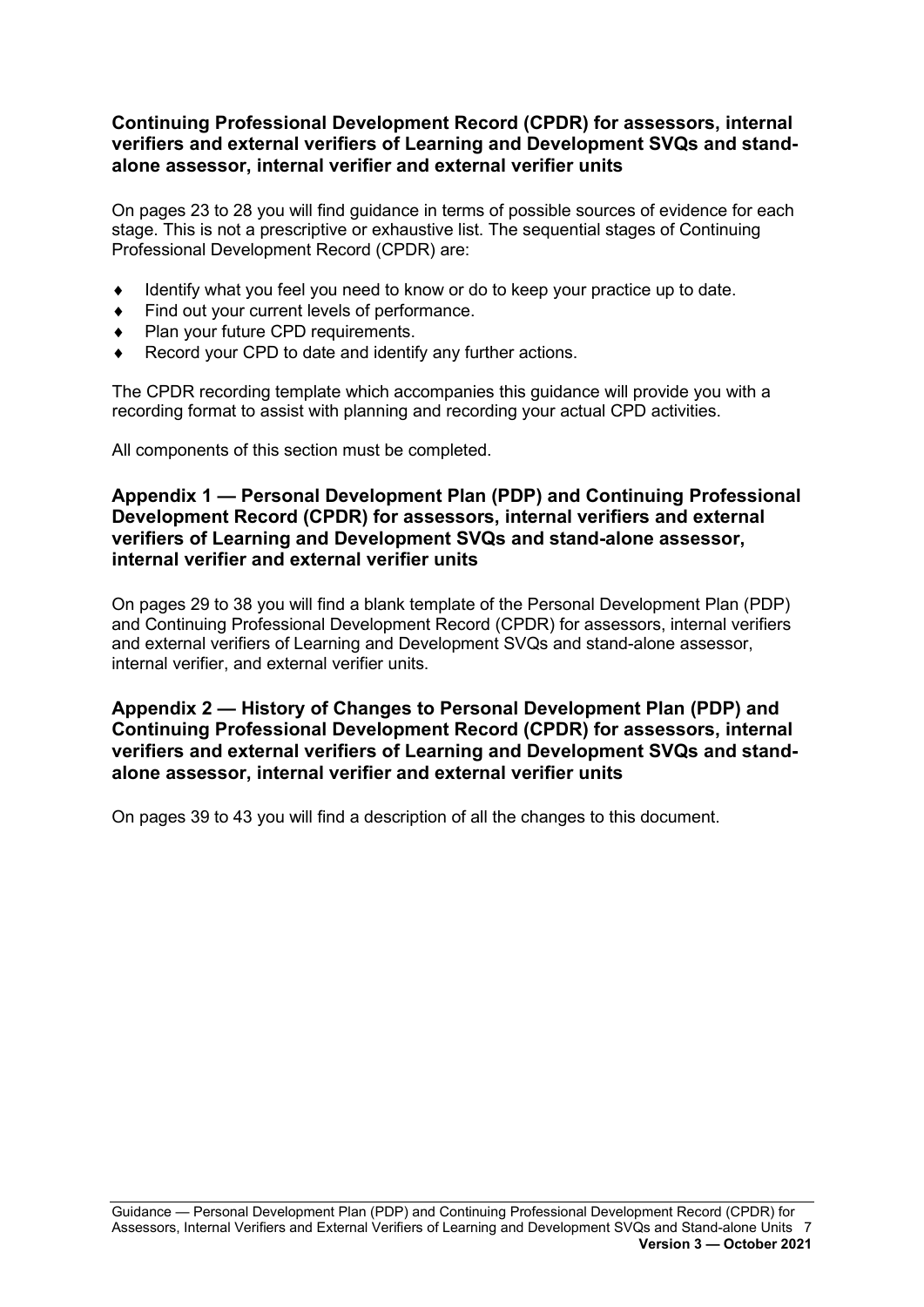### Continuing Professional Development Record (CPDR) for assessors, internal verifiers and external verifiers of Learning and Development SVQs and stand-alone assessor, internal verifier and external verifier units

On pages 23 to 28 you will find guidance in terms of possible sources of evidence for each stage. This is not a prescriptive or exhaustive list. The sequential stages of Continuing Professional Development Record (CPDR) are:

- Identify what you feel you need to know or do to keep your practice up to date.
- Find out your current levels of performance.
- Plan your future CPD requirements.
- Record your CPD to date and identify any further actions.

The CPDR recording template which accompanies this guidance will provide you with a recording format to assist with planning and recording your actual CPD activities.

All components of this section must be completed.

### Appendix 1 — Personal Development Plan (PDP) and Continuing Professional Development Record (CPDR) for assessors, internal verifiers and external verifiers of Learning and Development SVQs and stand-alone assessor, internal verifier and external verifier units

On pages 29 to 38 you will find a blank template of the Personal Development Plan (PDP) and Continuing Professional Development Record (CPDR) for assessors, internal verifiers and external verifiers of Learning and Development SVQs and stand-alone assessor, internal verifier, and external verifier units.

### Appendix 2 — History of Changes to Personal Development Plan (PDP) and Continuing Professional Development Record (CPDR) for assessors, internal verifiers and external verifiers of Learning and Development SVQs and stand-alone assessor, internal verifier and external verifier units

On pages 39 to 43 you will find a description of all the changes to this document.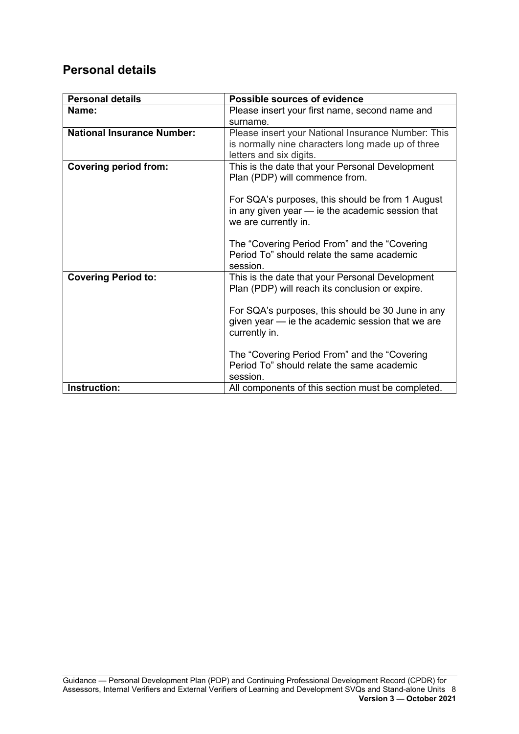## Personal details

| **Personal details** | **Possible sources of evidence** |
|---|---|
| **Name:** | Please insert your first name, second name and surname. |
| **National Insurance Number:** | Please insert your National Insurance Number: This is normally nine characters long made up of three letters and six digits. |
| **Covering period from:** | This is the date that your Personal Development Plan (PDP) will commence from.<br><br>For SQA's purposes, this should be from 1 August in any given year — ie the academic session that we are currently in.<br><br>The "Covering Period From" and the "Covering Period To" should relate the same academic session. |
| **Covering Period to:** | This is the date that your Personal Development Plan (PDP) will reach its conclusion or expire.<br><br>For SQA's purposes, this should be 30 June in any given year — ie the academic session that we are currently in.<br><br>The "Covering Period From" and the "Covering Period To" should relate the same academic session. |
| **Instruction:** | All components of this section must be completed. |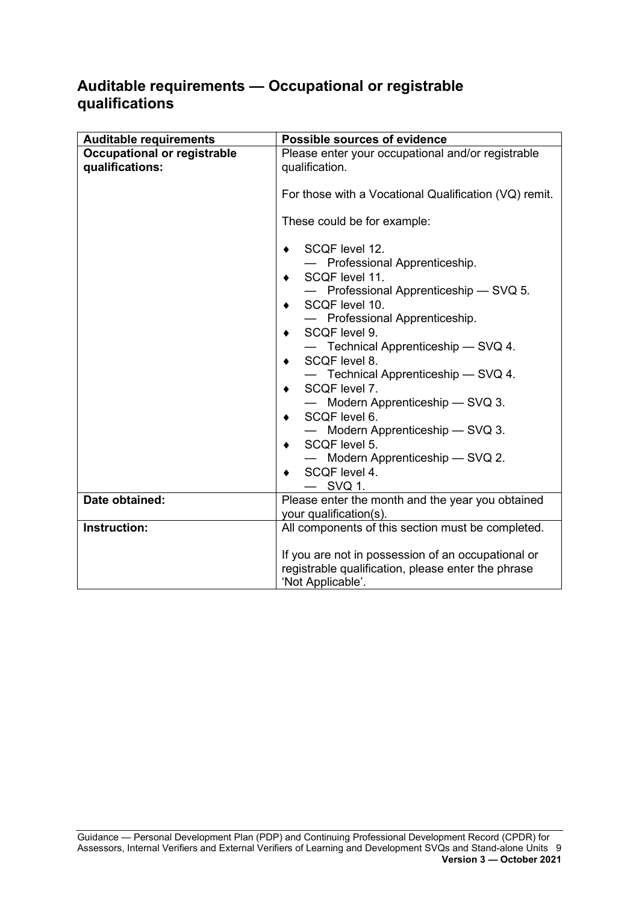## Auditable requirements — Occupational or registrable qualifications

| Auditable requirements | Possible sources of evidence |
|---|---|
| **Occupational or registrable qualifications:** | Please enter your occupational and/or registrable qualification.<br><br>For those with a Vocational Qualification (VQ) remit.<br><br>These could be for example:<br><br>♦ SCQF level 12.<br>— Professional Apprenticeship.<br>♦ SCQF level 11.<br>— Professional Apprenticeship — SVQ 5.<br>♦ SCQF level 10.<br>— Professional Apprenticeship.<br>♦ SCQF level 9.<br>— Technical Apprenticeship — SVQ 4.<br>♦ SCQF level 8.<br>— Technical Apprenticeship — SVQ 4.<br>♦ SCQF level 7.<br>— Modern Apprenticeship — SVQ 3.<br>♦ SCQF level 6.<br>— Modern Apprenticeship — SVQ 3.<br>♦ SCQF level 5.<br>— Modern Apprenticeship — SVQ 2.<br>♦ SCQF level 4.<br>— SVQ 1. |
| **Date obtained:** | Please enter the month and the year you obtained your qualification(s). |
| **Instruction:** | All components of this section must be completed.<br><br>If you are not in possession of an occupational or registrable qualification, please enter the phrase 'Not Applicable'. |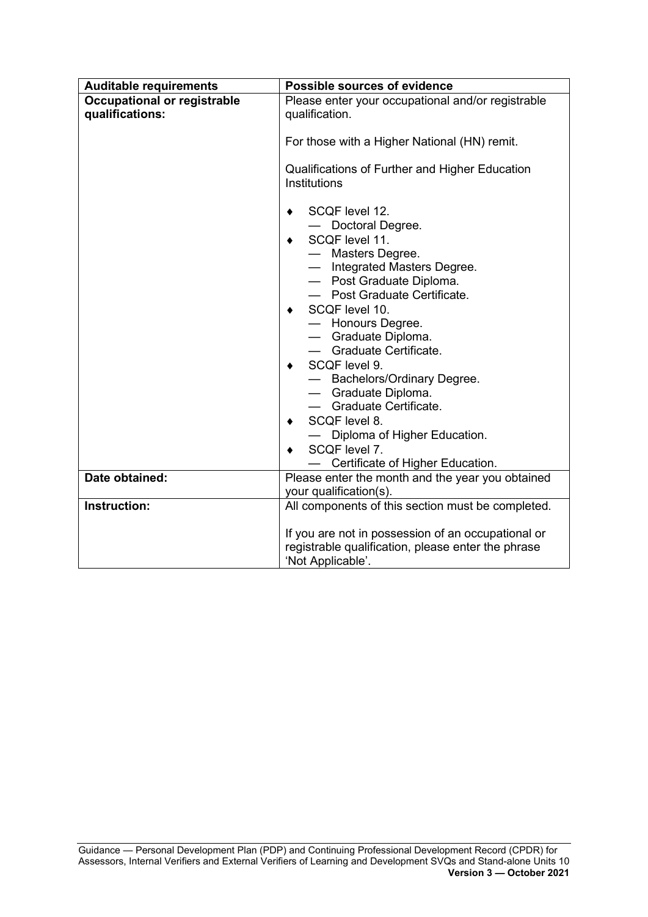| Auditable requirements | Possible sources of evidence |
|---|---|
| **Occupational or registrable qualifications:** | Please enter your occupational and/or registrable qualification.<br><br>For those with a Higher National (HN) remit.<br><br>Qualifications of Further and Higher Education Institutions<br><br>♦ SCQF level 12.<br>— Doctoral Degree.<br>♦ SCQF level 11.<br>— Masters Degree.<br>— Integrated Masters Degree.<br>— Post Graduate Diploma.<br>— Post Graduate Certificate.<br>♦ SCQF level 10.<br>— Honours Degree.<br>— Graduate Diploma.<br>— Graduate Certificate.<br>♦ SCQF level 9.<br>— Bachelors/Ordinary Degree.<br>— Graduate Diploma.<br>— Graduate Certificate.<br>♦ SCQF level 8.<br>— Diploma of Higher Education.<br>♦ SCQF level 7.<br>— Certificate of Higher Education. |
| **Date obtained:** | Please enter the month and the year you obtained your qualification(s). |
| **Instruction:** | All components of this section must be completed.<br><br>If you are not in possession of an occupational or registrable qualification, please enter the phrase 'Not Applicable'. |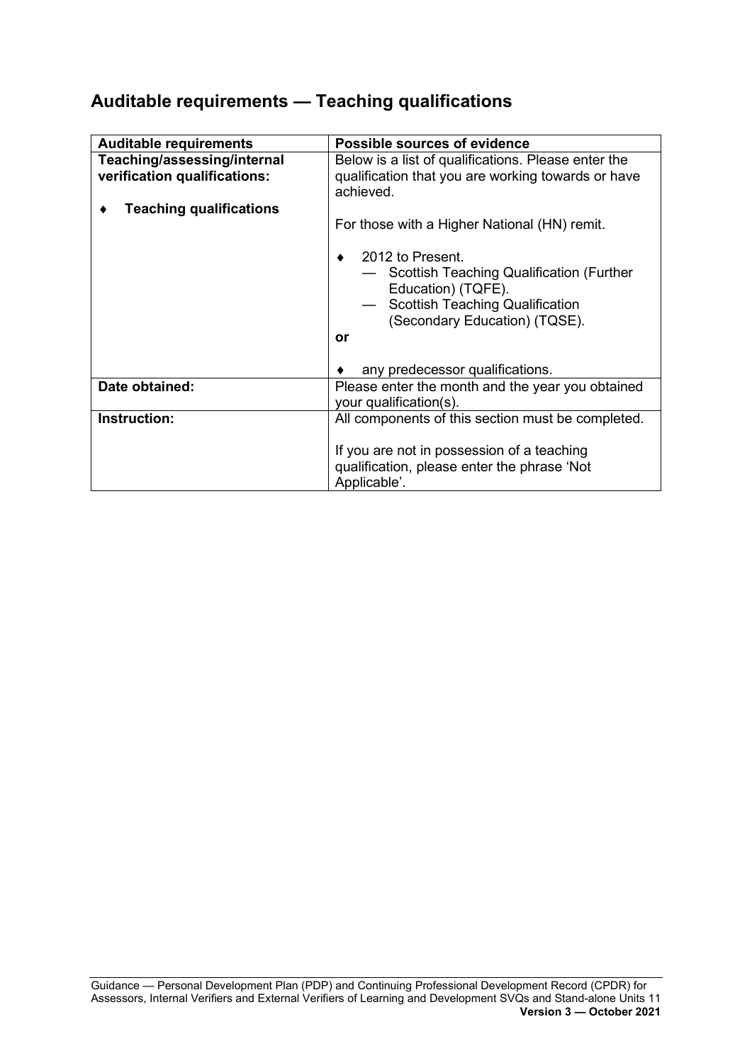## Auditable requirements — Teaching qualifications

| Auditable requirements | Possible sources of evidence |
|---|---|
| **Teaching/assessing/internal verification qualifications:**<br><br>♦ **Teaching qualifications** | Below is a list of qualifications. Please enter the qualification that you are working towards or have achieved.<br><br>For those with a Higher National (HN) remit.<br><br>♦ 2012 to Present.<br>— Scottish Teaching Qualification (Further Education) (TQFE).<br>— Scottish Teaching Qualification (Secondary Education) (TQSE).<br><br>**or**<br><br>♦ any predecessor qualifications. |
| **Date obtained:** | Please enter the month and the year you obtained your qualification(s). |
| **Instruction:** | All components of this section must be completed.<br><br>If you are not in possession of a teaching qualification, please enter the phrase 'Not Applicable'. |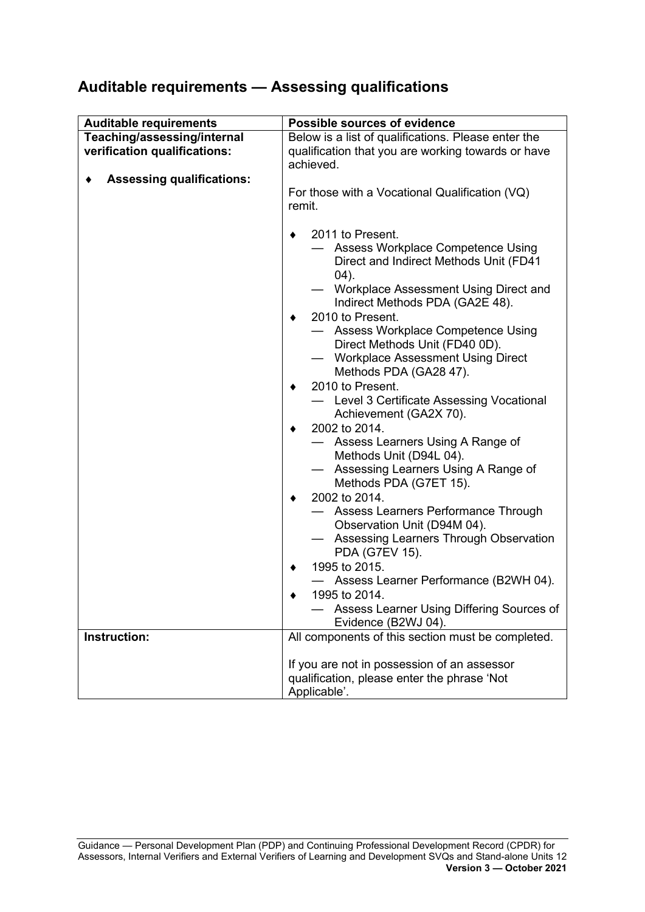## Auditable requirements — Assessing qualifications

| Auditable requirements | Possible sources of evidence |
| --- | --- |
| **Teaching/assessing/internal verification qualifications:**<br><br>♦ **Assessing qualifications:** | Below is a list of qualifications. Please enter the qualification that you are working towards or have achieved.<br><br>For those with a Vocational Qualification (VQ) remit.<br><br>♦ 2011 to Present.<br>— Assess Workplace Competence Using Direct and Indirect Methods Unit (FD41 04).<br>— Workplace Assessment Using Direct and Indirect Methods PDA (GA2E 48).<br>♦ 2010 to Present.<br>— Assess Workplace Competence Using Direct Methods Unit (FD40 0D).<br>— Workplace Assessment Using Direct Methods PDA (GA28 47).<br>♦ 2010 to Present.<br>— Level 3 Certificate Assessing Vocational Achievement (GA2X 70).<br>♦ 2002 to 2014.<br>— Assess Learners Using A Range of Methods Unit (D94L 04).<br>— Assessing Learners Using A Range of Methods PDA (G7ET 15).<br>♦ 2002 to 2014.<br>— Assess Learners Performance Through Observation Unit (D94M 04).<br>— Assessing Learners Through Observation PDA (G7EV 15).<br>♦ 1995 to 2015.<br>— Assess Learner Performance (B2WH 04).<br>♦ 1995 to 2014.<br>— Assess Learner Using Differing Sources of Evidence (B2WJ 04). |
| **Instruction:** | All components of this section must be completed.<br><br>If you are not in possession of an assessor qualification, please enter the phrase 'Not Applicable'. |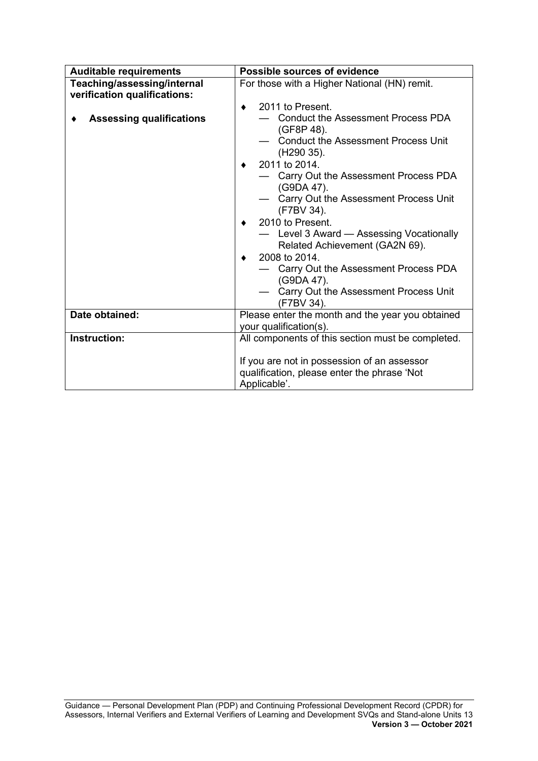| Auditable requirements | Possible sources of evidence |
|---|---|
| **Teaching/assessing/internal verification qualifications:**<br><br>♦ **Assessing qualifications** | For those with a Higher National (HN) remit.<br><br>♦ 2011 to Present.<br>— Conduct the Assessment Process PDA (GF8P 48).<br>— Conduct the Assessment Process Unit (H290 35).<br>♦ 2011 to 2014.<br>— Carry Out the Assessment Process PDA (G9DA 47).<br>— Carry Out the Assessment Process Unit (F7BV 34).<br>♦ 2010 to Present.<br>— Level 3 Award — Assessing Vocationally Related Achievement (GA2N 69).<br>♦ 2008 to 2014.<br>— Carry Out the Assessment Process PDA (G9DA 47).<br>— Carry Out the Assessment Process Unit (F7BV 34). |
| **Date obtained:** | Please enter the month and the year you obtained your qualification(s). |
| **Instruction:** | All components of this section must be completed.<br><br>If you are not in possession of an assessor qualification, please enter the phrase 'Not Applicable'. |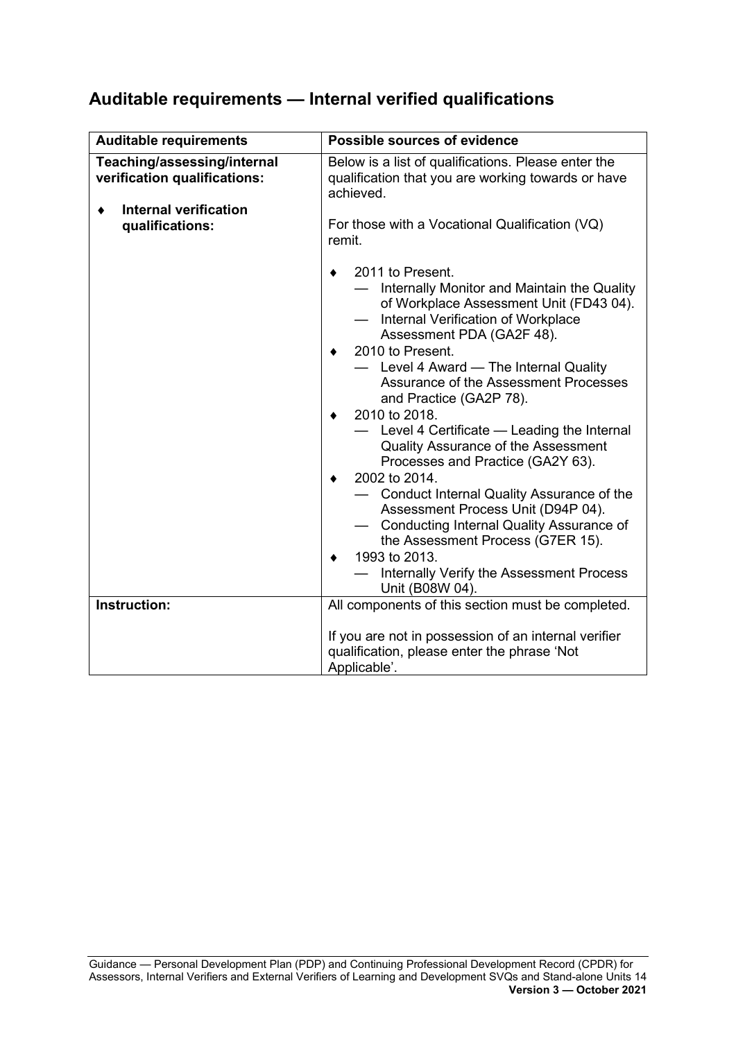## Auditable requirements — Internal verified qualifications

| Auditable requirements | Possible sources of evidence |
|---|---|
| **Teaching/assessing/internal verification qualifications:**<br><br>♦ **Internal verification qualifications:** | Below is a list of qualifications. Please enter the qualification that you are working towards or have achieved.<br><br>For those with a Vocational Qualification (VQ) remit.<br><br>♦ 2011 to Present.<br>— Internally Monitor and Maintain the Quality of Workplace Assessment Unit (FD43 04).<br>— Internal Verification of Workplace Assessment PDA (GA2F 48).<br>♦ 2010 to Present.<br>— Level 4 Award — The Internal Quality Assurance of the Assessment Processes and Practice (GA2P 78).<br>♦ 2010 to 2018.<br>— Level 4 Certificate — Leading the Internal Quality Assurance of the Assessment Processes and Practice (GA2Y 63).<br>♦ 2002 to 2014.<br>— Conduct Internal Quality Assurance of the Assessment Process Unit (D94P 04).<br>— Conducting Internal Quality Assurance of the Assessment Process (G7ER 15).<br>♦ 1993 to 2013.<br>— Internally Verify the Assessment Process Unit (B08W 04). |
| **Instruction:** | All components of this section must be completed.<br><br>If you are not in possession of an internal verifier qualification, please enter the phrase 'Not Applicable'. |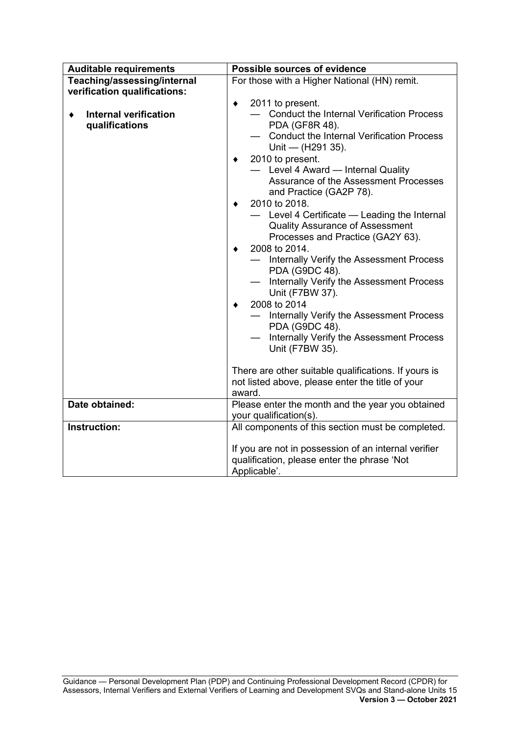| Auditable requirements | Possible sources of evidence |
|---|---|
| **Teaching/assessing/internal verification qualifications:**<br><br>♦ **Internal verification qualifications** | For those with a Higher National (HN) remit.<br><br>♦ 2011 to present.<br>— Conduct the Internal Verification Process PDA (GF8R 48).<br>— Conduct the Internal Verification Process Unit — (H291 35).<br>♦ 2010 to present.<br>— Level 4 Award — Internal Quality Assurance of the Assessment Processes and Practice (GA2P 78).<br>♦ 2010 to 2018.<br>— Level 4 Certificate — Leading the Internal Quality Assurance of Assessment Processes and Practice (GA2Y 63).<br>♦ 2008 to 2014.<br>— Internally Verify the Assessment Process PDA (G9DC 48).<br>— Internally Verify the Assessment Process Unit (F7BW 37).<br>♦ 2008 to 2014<br>— Internally Verify the Assessment Process PDA (G9DC 48).<br>— Internally Verify the Assessment Process Unit (F7BW 35).<br><br>There are other suitable qualifications. If yours is not listed above, please enter the title of your award. |
| **Date obtained:** | Please enter the month and the year you obtained your qualification(s). |
| **Instruction:** | All components of this section must be completed.<br><br>If you are not in possession of an internal verifier qualification, please enter the phrase 'Not Applicable'. |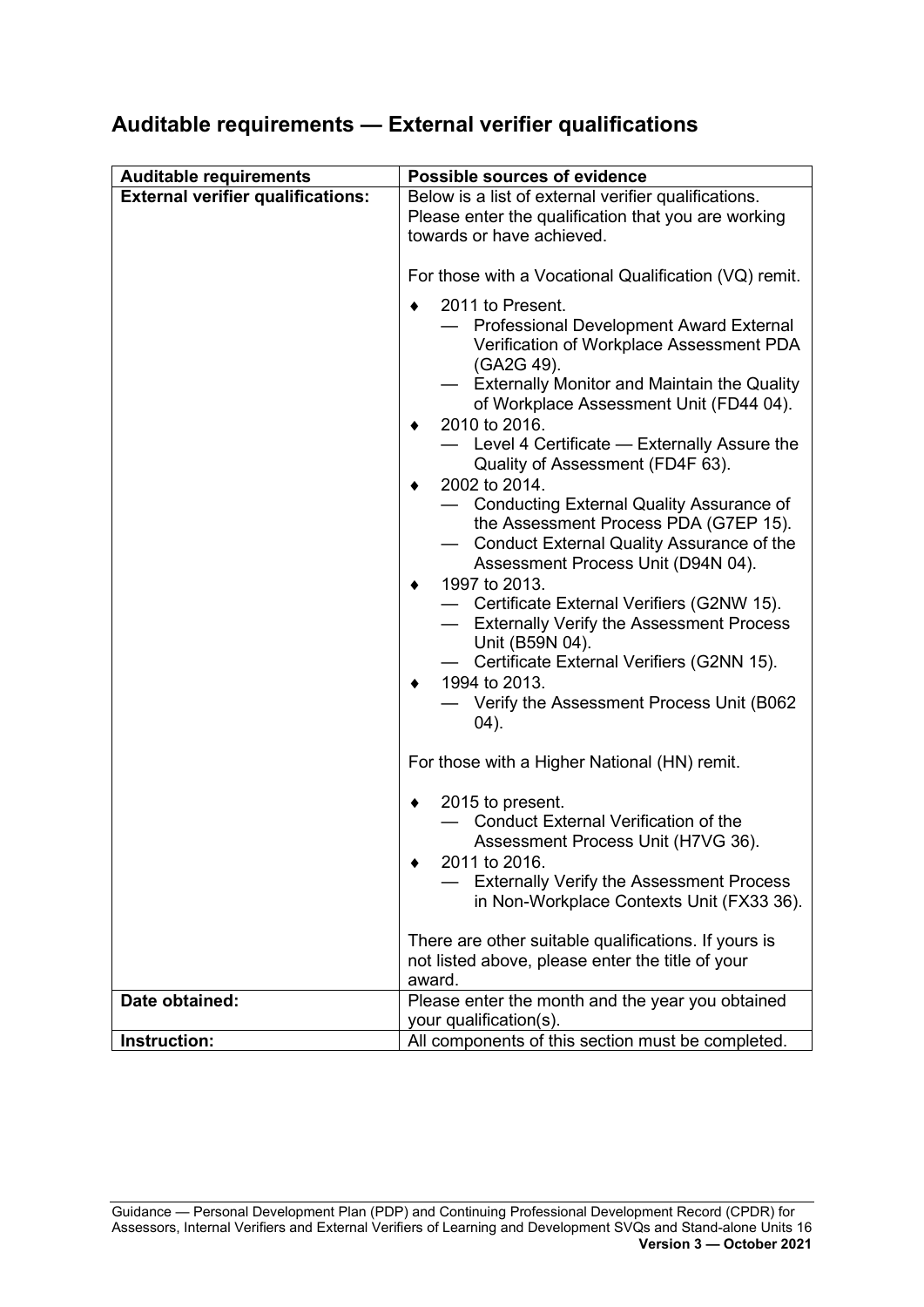## Auditable requirements — External verifier qualifications

| Auditable requirements | Possible sources of evidence |
| --- | --- |
| **External verifier qualifications:** | Below is a list of external verifier qualifications. Please enter the qualification that you are working towards or have achieved.<br><br>For those with a Vocational Qualification (VQ) remit.<br><br>♦ 2011 to Present.<br>— Professional Development Award External Verification of Workplace Assessment PDA (GA2G 49).<br>— Externally Monitor and Maintain the Quality of Workplace Assessment Unit (FD44 04).<br>♦ 2010 to 2016.<br>— Level 4 Certificate — Externally Assure the Quality of Assessment (FD4F 63).<br>♦ 2002 to 2014.<br>— Conducting External Quality Assurance of the Assessment Process PDA (G7EP 15).<br>— Conduct External Quality Assurance of the Assessment Process Unit (D94N 04).<br>♦ 1997 to 2013.<br>— Certificate External Verifiers (G2NW 15).<br>— Externally Verify the Assessment Process Unit (B59N 04).<br>— Certificate External Verifiers (G2NN 15).<br>♦ 1994 to 2013.<br>— Verify the Assessment Process Unit (B062 04).<br><br>For those with a Higher National (HN) remit.<br><br>♦ 2015 to present.<br>— Conduct External Verification of the Assessment Process Unit (H7VG 36).<br>♦ 2011 to 2016.<br>— Externally Verify the Assessment Process in Non-Workplace Contexts Unit (FX33 36).<br><br>There are other suitable qualifications. If yours is not listed above, please enter the title of your award. |
| **Date obtained:** | Please enter the month and the year you obtained your qualification(s). |
| **Instruction:** | All components of this section must be completed. |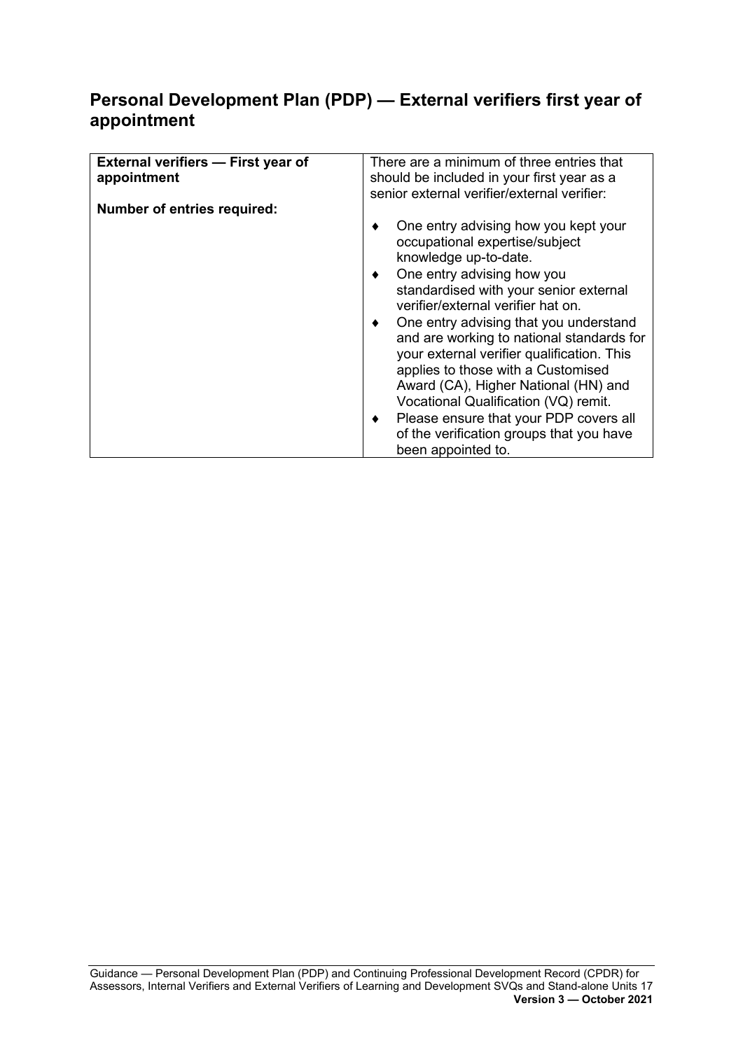## Personal Development Plan (PDP) — External verifiers first year of appointment

| **External verifiers — First year of appointment**<br><br>**Number of entries required:** | There are a minimum of three entries that should be included in your first year as a senior external verifier/external verifier:<br><br>♦ One entry advising how you kept your occupational expertise/subject knowledge up-to-date.<br>♦ One entry advising how you standardised with your senior external verifier/external verifier hat on.<br>♦ One entry advising that you understand and are working to national standards for your external verifier qualification. This applies to those with a Customised Award (CA), Higher National (HN) and Vocational Qualification (VQ) remit.<br>♦ Please ensure that your PDP covers all of the verification groups that you have been appointed to. |
|---|---|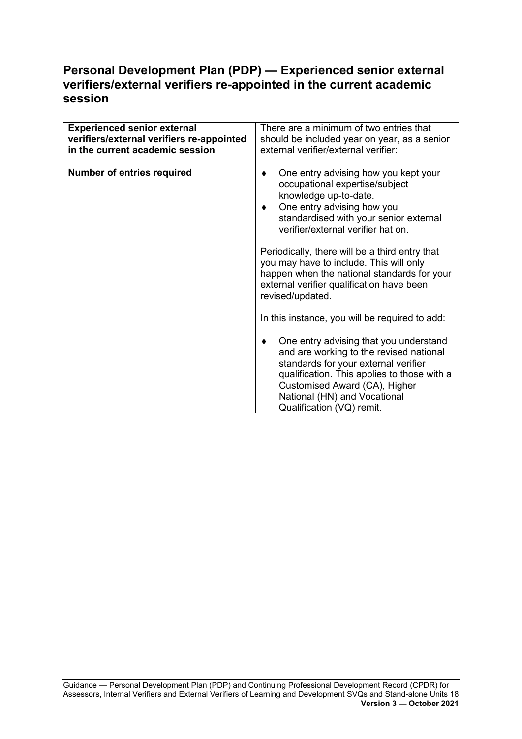## Personal Development Plan (PDP) — Experienced senior external verifiers/external verifiers re-appointed in the current academic session

| | |
|---|---|
| **Experienced senior external verifiers/external verifiers re-appointed in the current academic session**<br><br>**Number of entries required** | There are a minimum of two entries that should be included year on year, as a senior external verifier/external verifier:<br><br>♦ One entry advising how you kept your occupational expertise/subject knowledge up-to-date.<br>♦ One entry advising how you standardised with your senior external verifier/external verifier hat on.<br><br>Periodically, there will be a third entry that you may have to include. This will only happen when the national standards for your external verifier qualification have been revised/updated.<br><br>In this instance, you will be required to add:<br><br>♦ One entry advising that you understand and are working to the revised national standards for your external verifier qualification. This applies to those with a Customised Award (CA), Higher National (HN) and Vocational Qualification (VQ) remit. |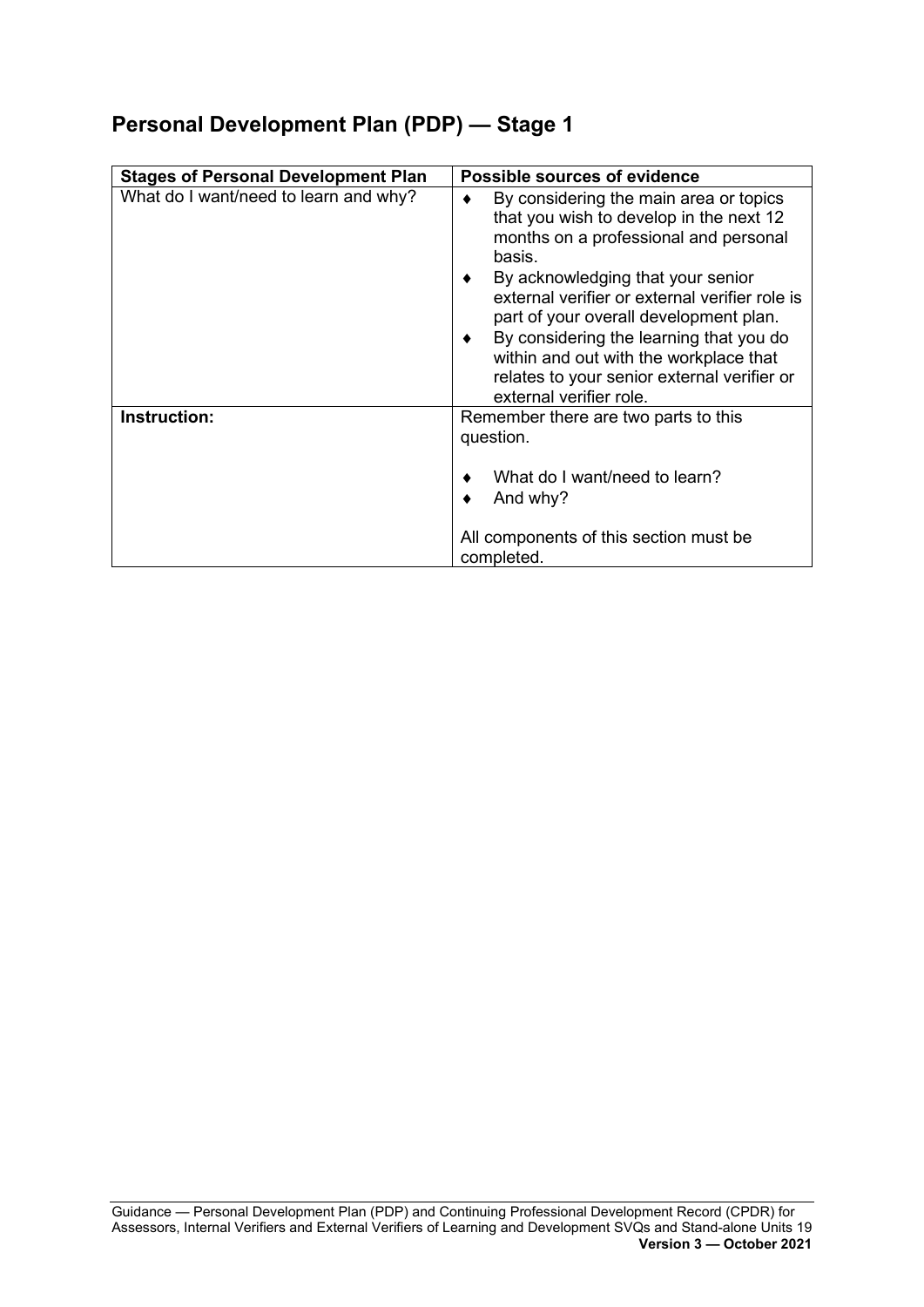## Personal Development Plan (PDP) — Stage 1

| Stages of Personal Development Plan | Possible sources of evidence |
|---|---|
| What do I want/need to learn and why? | ♦ By considering the main area or topics that you wish to develop in the next 12 months on a professional and personal basis.<br>♦ By acknowledging that your senior external verifier or external verifier role is part of your overall development plan.<br>♦ By considering the learning that you do within and out with the workplace that relates to your senior external verifier or external verifier role. |
| **Instruction:** | Remember there are two parts to this question.<br><br>♦ What do I want/need to learn?<br>♦ And why?<br><br>All components of this section must be completed. |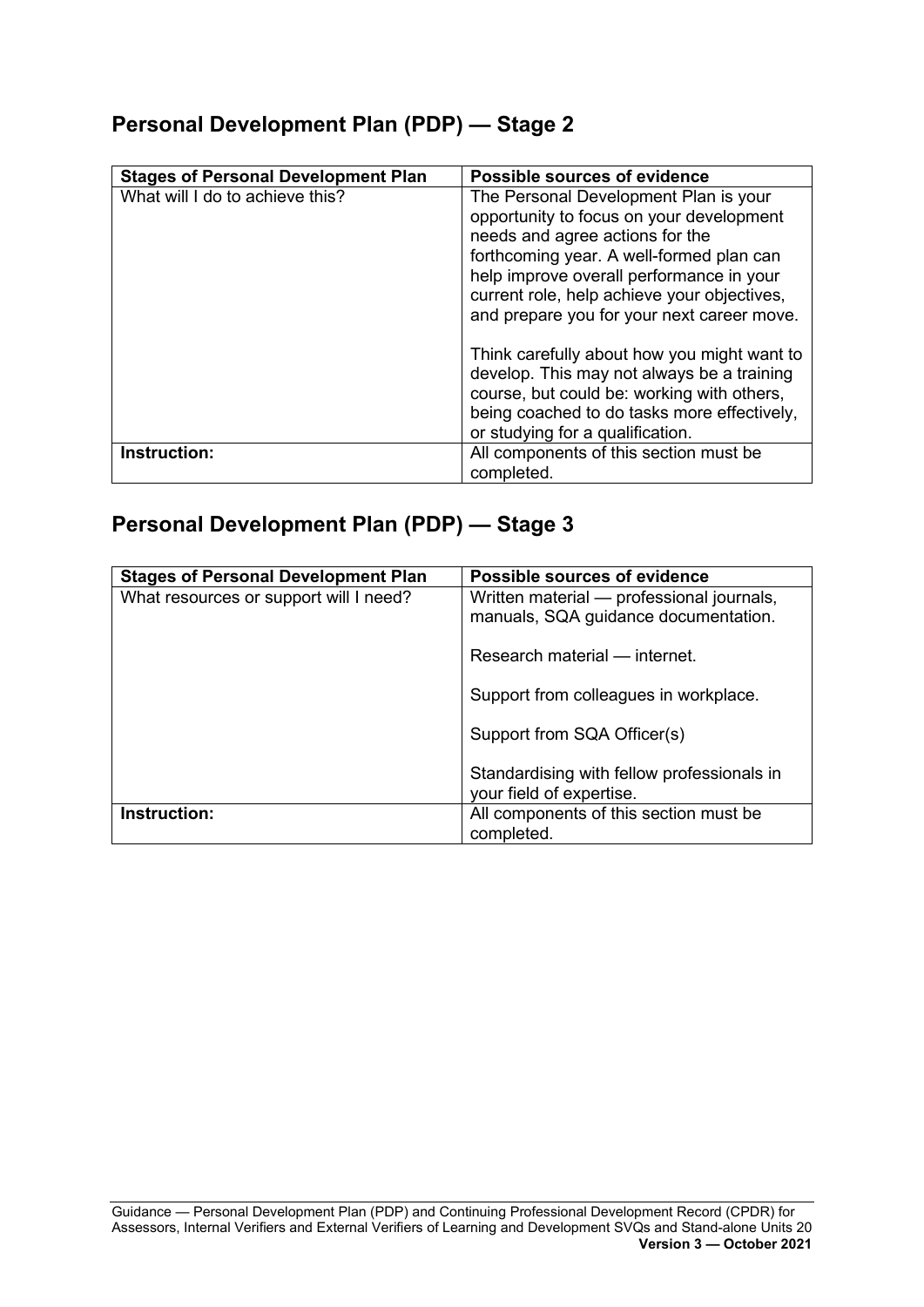## Personal Development Plan (PDP) — Stage 2

| Stages of Personal Development Plan | Possible sources of evidence |
|---|---|
| What will I do to achieve this? | The Personal Development Plan is your opportunity to focus on your development needs and agree actions for the forthcoming year. A well-formed plan can help improve overall performance in your current role, help achieve your objectives, and prepare you for your next career move.<br><br>Think carefully about how you might want to develop. This may not always be a training course, but could be: working with others, being coached to do tasks more effectively, or studying for a qualification. |
| **Instruction:** | All components of this section must be completed. |

## Personal Development Plan (PDP) — Stage 3

| Stages of Personal Development Plan | Possible sources of evidence |
|---|---|
| What resources or support will I need? | Written material — professional journals, manuals, SQA guidance documentation.<br><br>Research material — internet.<br><br>Support from colleagues in workplace.<br><br>Support from SQA Officer(s)<br><br>Standardising with fellow professionals in your field of expertise. |
| **Instruction:** | All components of this section must be completed. |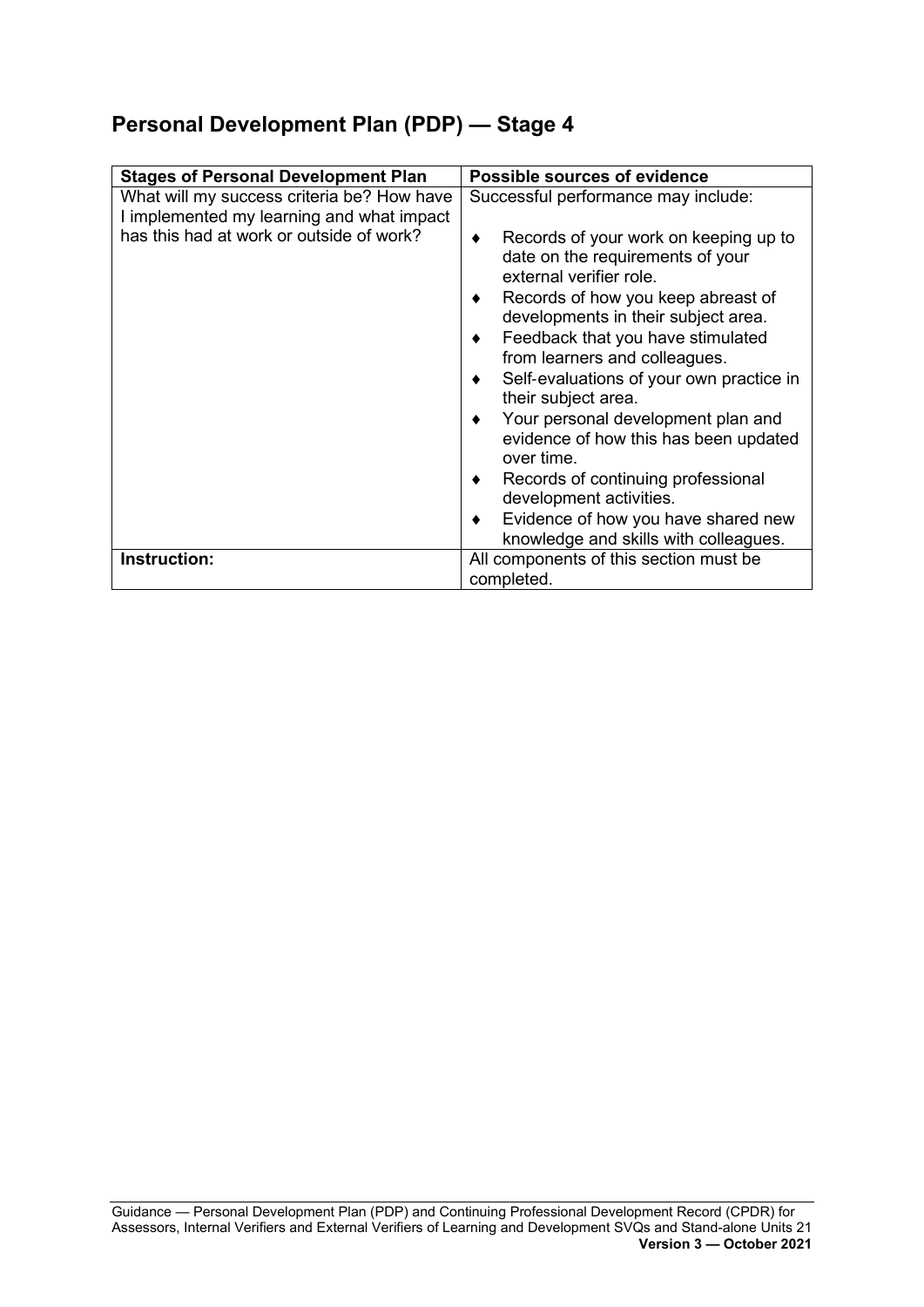## Personal Development Plan (PDP) — Stage 4

| Stages of Personal Development Plan | Possible sources of evidence |
|---|---|
| What will my success criteria be? How have I implemented my learning and what impact has this had at work or outside of work? | Successful performance may include:<br><br>♦ Records of your work on keeping up to date on the requirements of your external verifier role.<br>♦ Records of how you keep abreast of developments in their subject area.<br>♦ Feedback that you have stimulated from learners and colleagues.<br>♦ Self-evaluations of your own practice in their subject area.<br>♦ Your personal development plan and evidence of how this has been updated over time.<br>♦ Records of continuing professional development activities.<br>♦ Evidence of how you have shared new knowledge and skills with colleagues. |
| **Instruction:** | All components of this section must be completed. |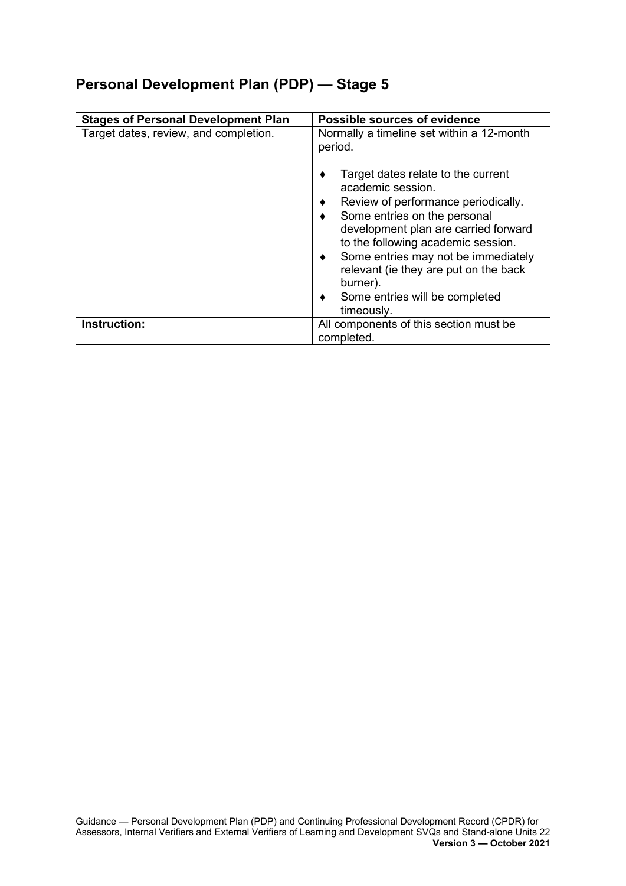## Personal Development Plan (PDP) — Stage 5

| Stages of Personal Development Plan | Possible sources of evidence |
|---|---|
| Target dates, review, and completion. | Normally a timeline set within a 12-month period.<br><br>♦ Target dates relate to the current academic session.<br>♦ Review of performance periodically.<br>♦ Some entries on the personal development plan are carried forward to the following academic session.<br>♦ Some entries may not be immediately relevant (ie they are put on the back burner).<br>♦ Some entries will be completed timeously. |
| **Instruction:** | All components of this section must be completed. |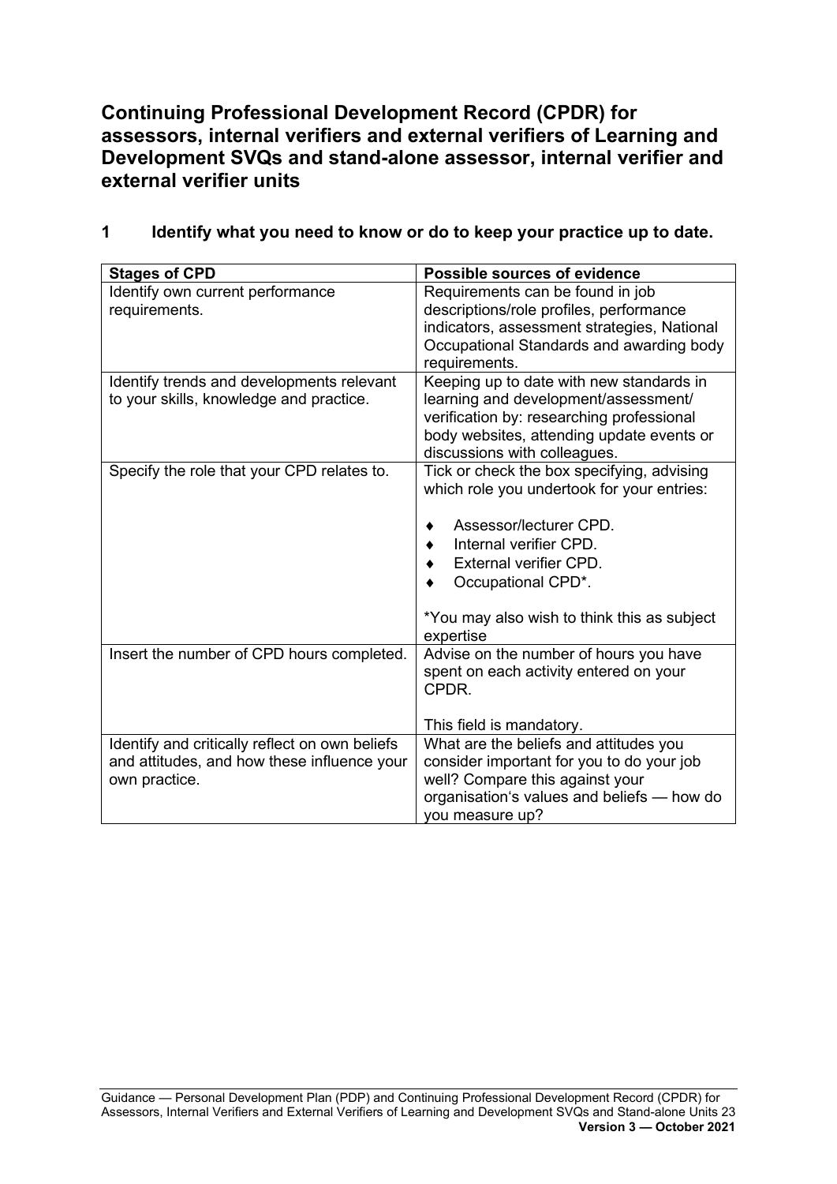## Continuing Professional Development Record (CPDR) for assessors, internal verifiers and external verifiers of Learning and Development SVQs and stand-alone assessor, internal verifier and external verifier units

### 1 Identify what you need to know or do to keep your practice up to date.

| Stages of CPD | Possible sources of evidence |
|---|---|
| Identify own current performance requirements. | Requirements can be found in job descriptions/role profiles, performance indicators, assessment strategies, National Occupational Standards and awarding body requirements. |
| Identify trends and developments relevant to your skills, knowledge and practice. | Keeping up to date with new standards in learning and development/assessment/ verification by: researching professional body websites, attending update events or discussions with colleagues. |
| Specify the role that your CPD relates to. | Tick or check the box specifying, advising which role you undertook for your entries:<br><br>♦ Assessor/lecturer CPD.<br>♦ Internal verifier CPD.<br>♦ External verifier CPD.<br>♦ Occupational CPD*.<br><br>*You may also wish to think this as subject expertise |
| Insert the number of CPD hours completed. | Advise on the number of hours you have spent on each activity entered on your CPDR.<br><br>This field is mandatory. |
| Identify and critically reflect on own beliefs and attitudes, and how these influence your own practice. | What are the beliefs and attitudes you consider important for you to do your job well? Compare this against your organisation's values and beliefs — how do you measure up? |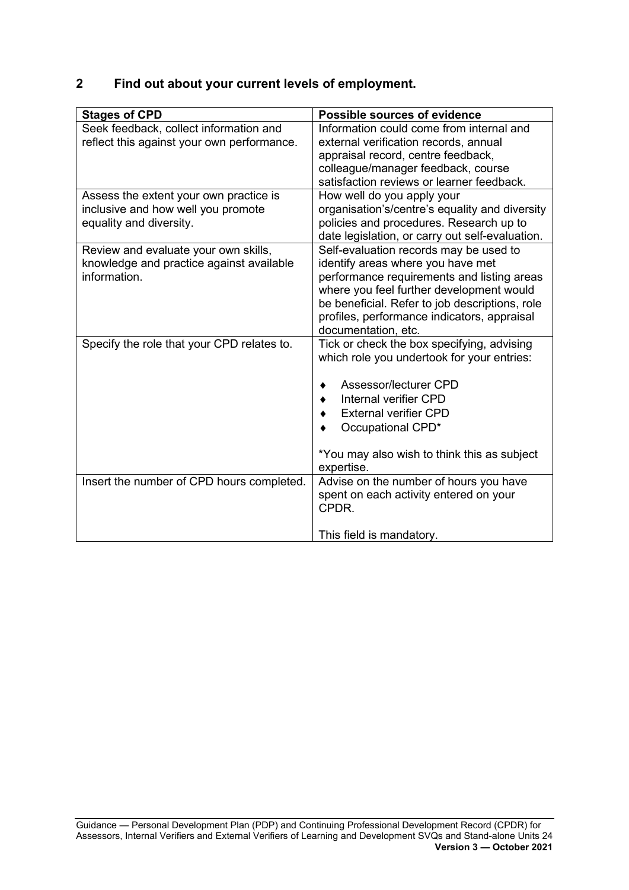## 2 Find out about your current levels of employment.

| Stages of CPD | Possible sources of evidence |
|---|---|
| Seek feedback, collect information and reflect this against your own performance. | Information could come from internal and external verification records, annual appraisal record, centre feedback, colleague/manager feedback, course satisfaction reviews or learner feedback. |
| Assess the extent your own practice is inclusive and how well you promote equality and diversity. | How well do you apply your organisation's/centre's equality and diversity policies and procedures. Research up to date legislation, or carry out self-evaluation. |
| Review and evaluate your own skills, knowledge and practice against available information. | Self-evaluation records may be used to identify areas where you have met performance requirements and listing areas where you feel further development would be beneficial. Refer to job descriptions, role profiles, performance indicators, appraisal documentation, etc. |
| Specify the role that your CPD relates to. | Tick or check the box specifying, advising which role you undertook for your entries:<br><br>♦ Assessor/lecturer CPD<br>♦ Internal verifier CPD<br>♦ External verifier CPD<br>♦ Occupational CPD*<br><br>*You may also wish to think this as subject expertise. |
| Insert the number of CPD hours completed. | Advise on the number of hours you have spent on each activity entered on your CPDR.<br><br>This field is mandatory. |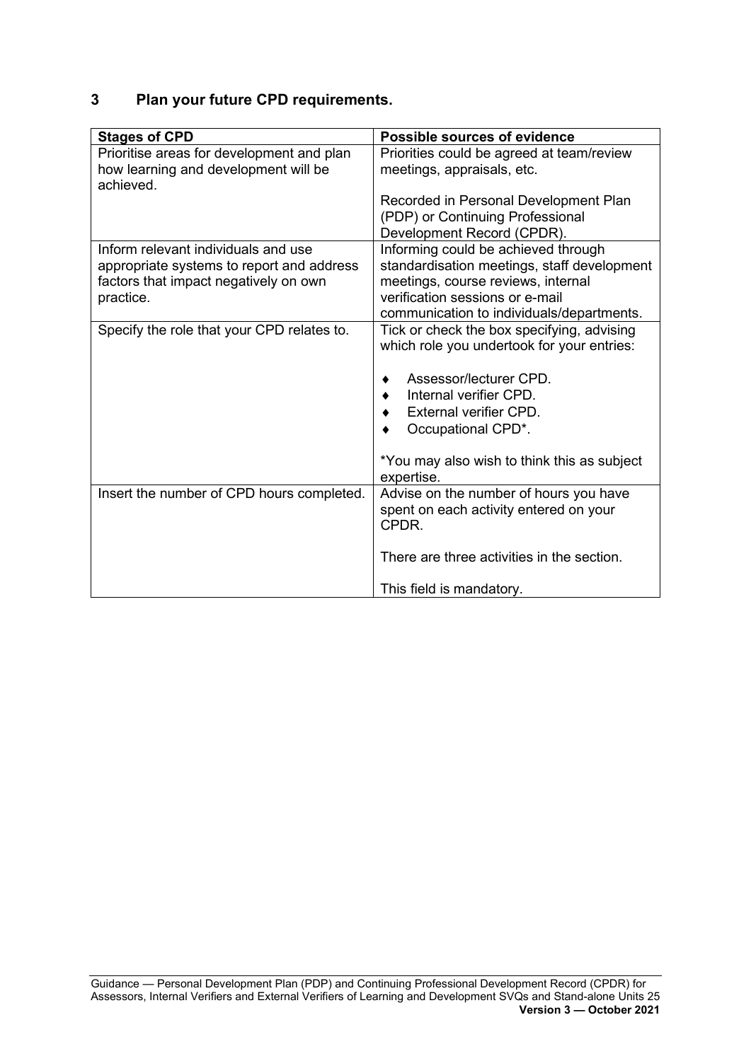## 3 Plan your future CPD requirements.

| Stages of CPD | Possible sources of evidence |
|---|---|
| Prioritise areas for development and plan how learning and development will be achieved. | Priorities could be agreed at team/review meetings, appraisals, etc.<br><br>Recorded in Personal Development Plan (PDP) or Continuing Professional Development Record (CPDR). |
| Inform relevant individuals and use appropriate systems to report and address factors that impact negatively on own practice. | Informing could be achieved through standardisation meetings, staff development meetings, course reviews, internal verification sessions or e-mail communication to individuals/departments. |
| Specify the role that your CPD relates to. | Tick or check the box specifying, advising which role you undertook for your entries:<br><br>♦ Assessor/lecturer CPD.<br>♦ Internal verifier CPD.<br>♦ External verifier CPD.<br>♦ Occupational CPD*.<br><br>*You may also wish to think this as subject expertise. |
| Insert the number of CPD hours completed. | Advise on the number of hours you have spent on each activity entered on your CPDR.<br><br>There are three activities in the section.<br><br>This field is mandatory. |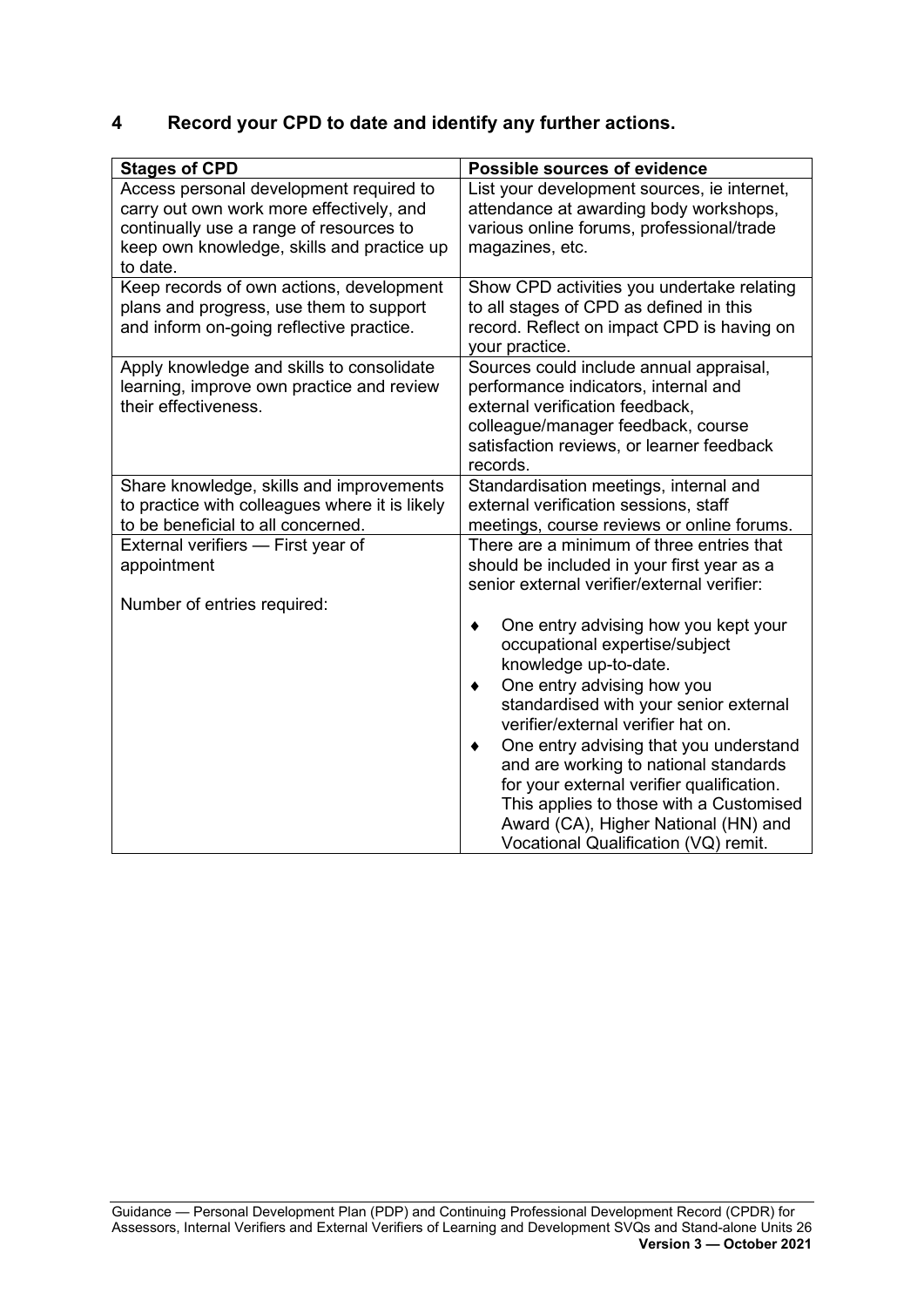## 4 Record your CPD to date and identify any further actions.

| Stages of CPD | Possible sources of evidence |
|---|---|
| Access personal development required to carry out own work more effectively, and continually use a range of resources to keep own knowledge, skills and practice up to date. | List your development sources, ie internet, attendance at awarding body workshops, various online forums, professional/trade magazines, etc. |
| Keep records of own actions, development plans and progress, use them to support and inform on-going reflective practice. | Show CPD activities you undertake relating to all stages of CPD as defined in this record. Reflect on impact CPD is having on your practice. |
| Apply knowledge and skills to consolidate learning, improve own practice and review their effectiveness. | Sources could include annual appraisal, performance indicators, internal and external verification feedback, colleague/manager feedback, course satisfaction reviews, or learner feedback records. |
| Share knowledge, skills and improvements to practice with colleagues where it is likely to be beneficial to all concerned. | Standardisation meetings, internal and external verification sessions, staff meetings, course reviews or online forums. |
| External verifiers — First year of appointment<br><br>Number of entries required: | There are a minimum of three entries that should be included in your first year as a senior external verifier/external verifier:<br><br>♦ One entry advising how you kept your occupational expertise/subject knowledge up-to-date.<br>♦ One entry advising how you standardised with your senior external verifier/external verifier hat on.<br>♦ One entry advising that you understand and are working to national standards for your external verifier qualification. This applies to those with a Customised Award (CA), Higher National (HN) and Vocational Qualification (VQ) remit. |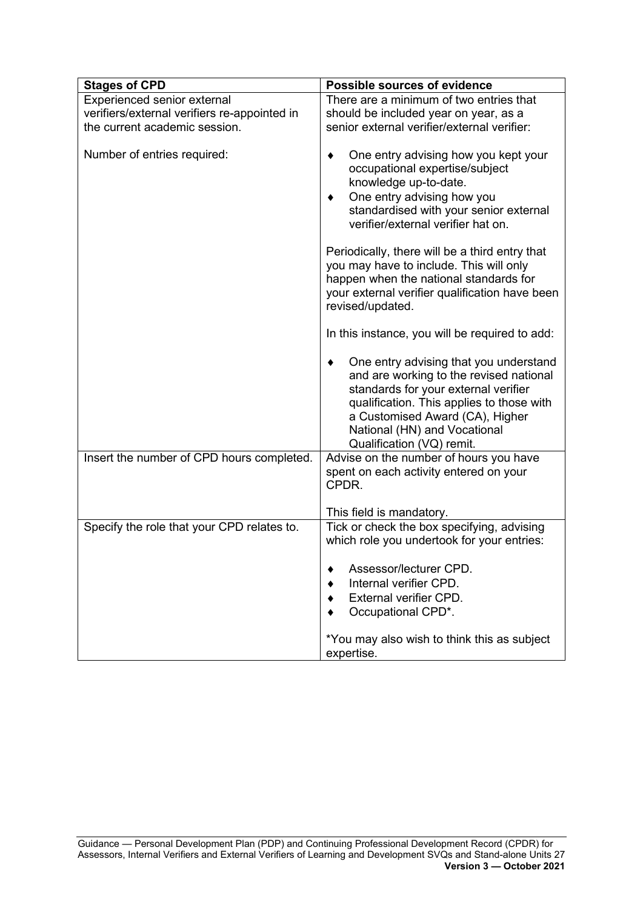| Stages of CPD | Possible sources of evidence |
|---|---|
| Experienced senior external verifiers/external verifiers re-appointed in the current academic session.<br><br>Number of entries required: | There are a minimum of two entries that should be included year on year, as a senior external verifier/external verifier:<br><br>♦ One entry advising how you kept your occupational expertise/subject knowledge up-to-date.<br>♦ One entry advising how you standardised with your senior external verifier/external verifier hat on.<br><br>Periodically, there will be a third entry that you may have to include. This will only happen when the national standards for your external verifier qualification have been revised/updated.<br><br>In this instance, you will be required to add:<br><br>♦ One entry advising that you understand and are working to the revised national standards for your external verifier qualification. This applies to those with a Customised Award (CA), Higher National (HN) and Vocational Qualification (VQ) remit. |
| Insert the number of CPD hours completed. | Advise on the number of hours you have spent on each activity entered on your CPDR.<br><br>This field is mandatory. |
| Specify the role that your CPD relates to. | Tick or check the box specifying, advising which role you undertook for your entries:<br><br>♦ Assessor/lecturer CPD.<br>♦ Internal verifier CPD.<br>♦ External verifier CPD.<br>♦ Occupational CPD*.<br><br>*You may also wish to think this as subject expertise. |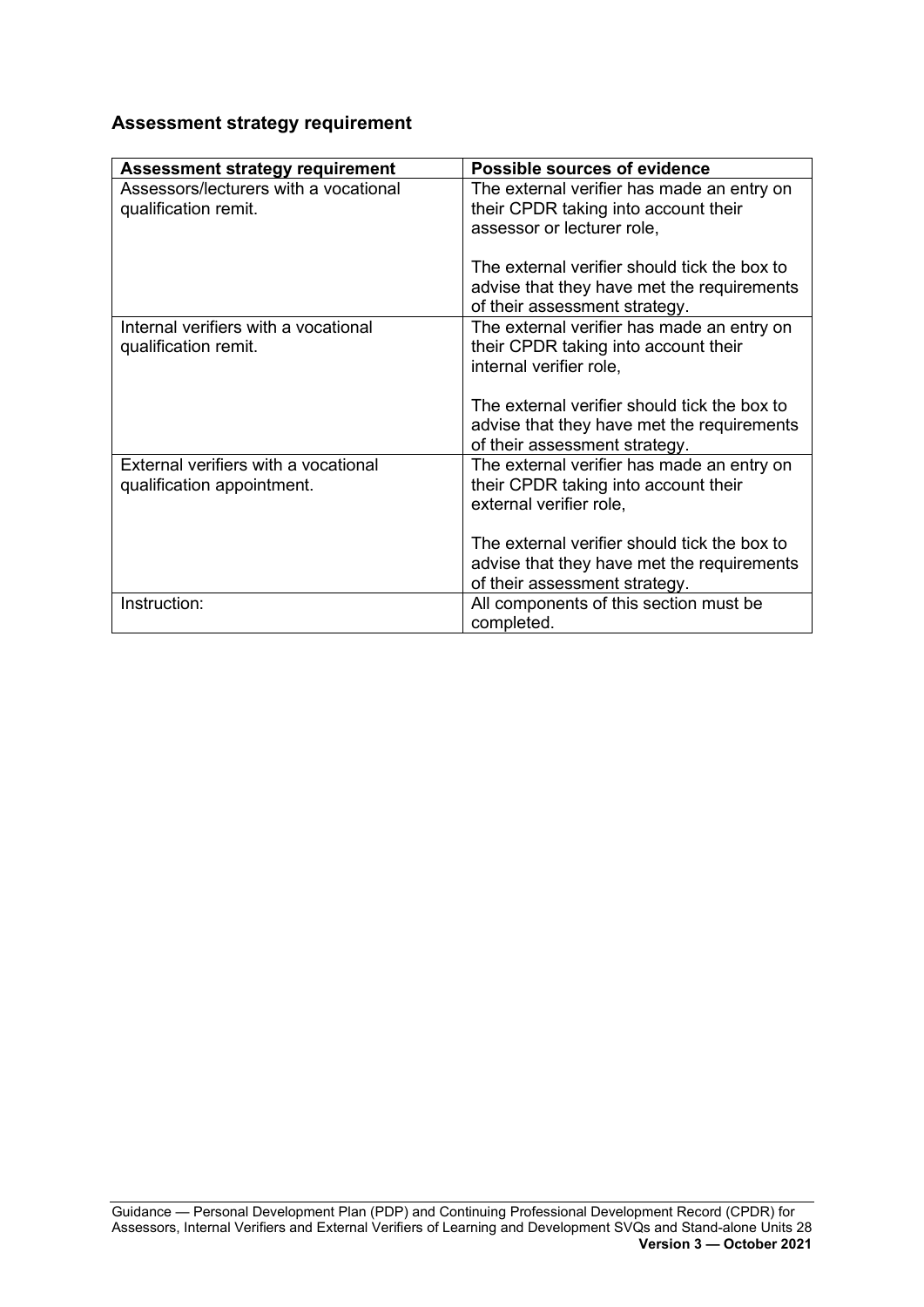## Assessment strategy requirement

| Assessment strategy requirement | Possible sources of evidence |
| --- | --- |
| Assessors/lecturers with a vocational qualification remit. | The external verifier has made an entry on their CPDR taking into account their assessor or lecturer role,<br><br>The external verifier should tick the box to advise that they have met the requirements of their assessment strategy. |
| Internal verifiers with a vocational qualification remit. | The external verifier has made an entry on their CPDR taking into account their internal verifier role,<br><br>The external verifier should tick the box to advise that they have met the requirements of their assessment strategy. |
| External verifiers with a vocational qualification appointment. | The external verifier has made an entry on their CPDR taking into account their external verifier role,<br><br>The external verifier should tick the box to advise that they have met the requirements of their assessment strategy. |
| Instruction: | All components of this section must be completed. |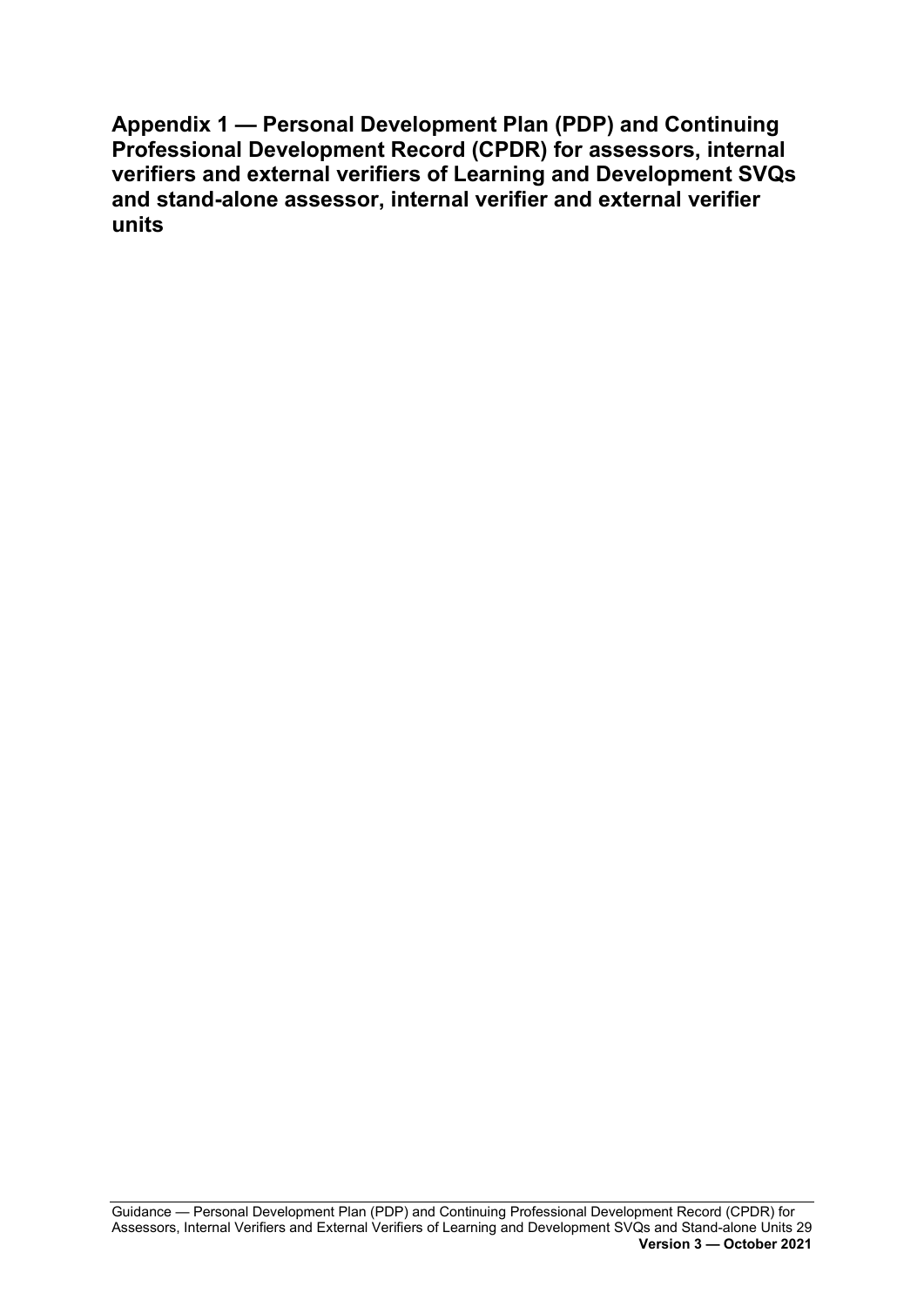# Appendix 1 — Personal Development Plan (PDP) and Continuing Professional Development Record (CPDR) for assessors, internal verifiers and external verifiers of Learning and Development SVQs and stand-alone assessor, internal verifier and external verifier units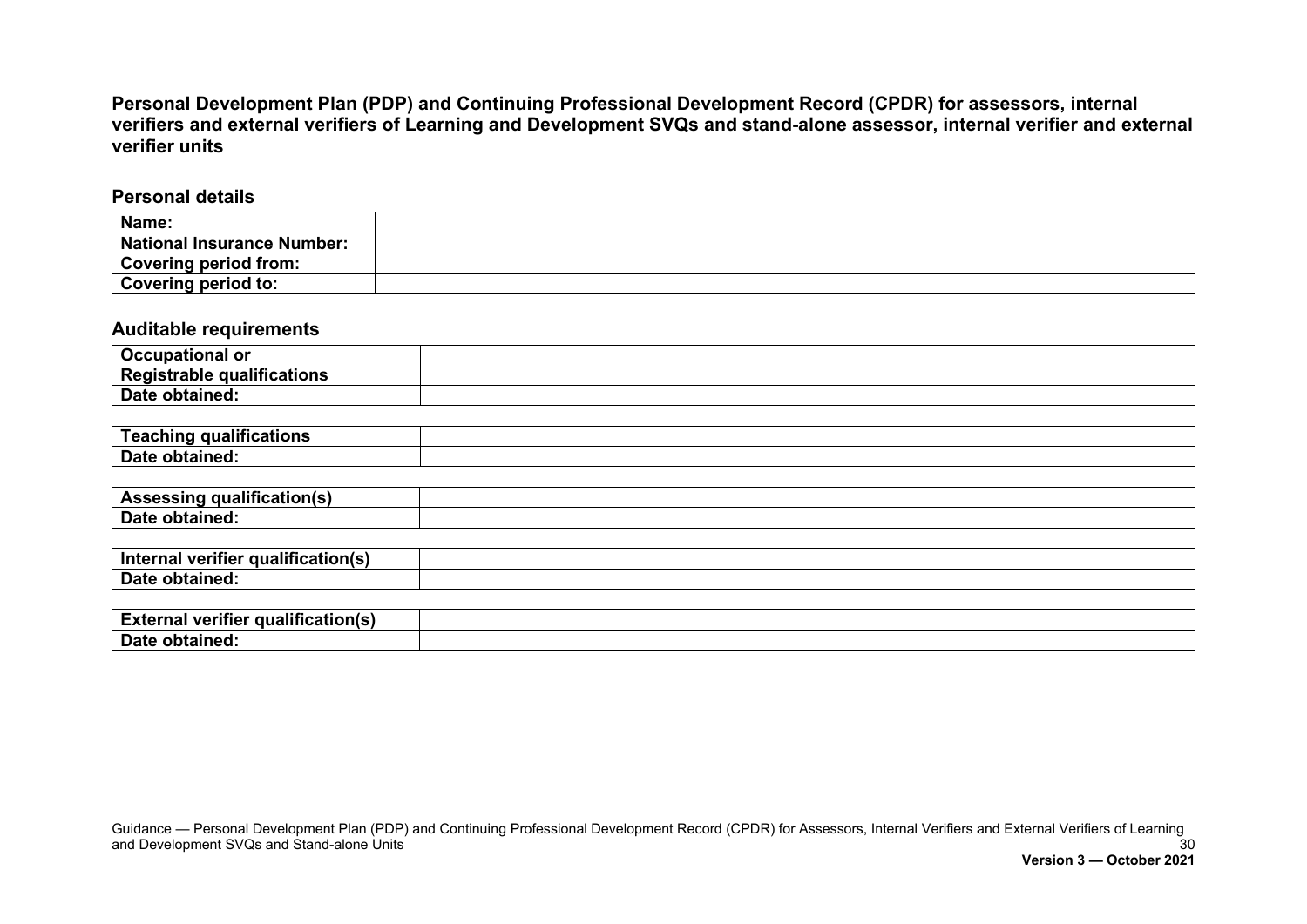**Personal Development Plan (PDP) and Continuing Professional Development Record (CPDR) for assessors, internal verifiers and external verifiers of Learning and Development SVQs and stand-alone assessor, internal verifier and external verifier units**

## Personal details

| Name: | |
|---|---|
| National Insurance Number: | |
| Covering period from: | |
| Covering period to: | |

## Auditable requirements

| Occupational or Registrable qualifications | |
|---|---|
| Date obtained: | |

| Teaching qualifications | |
|---|---|
| Date obtained: | |

| Assessing qualification(s) | |
|---|---|
| Date obtained: | |

| Internal verifier qualification(s) | |
|---|---|
| Date obtained: | |

| External verifier qualification(s) | |
|---|---|
| Date obtained: | |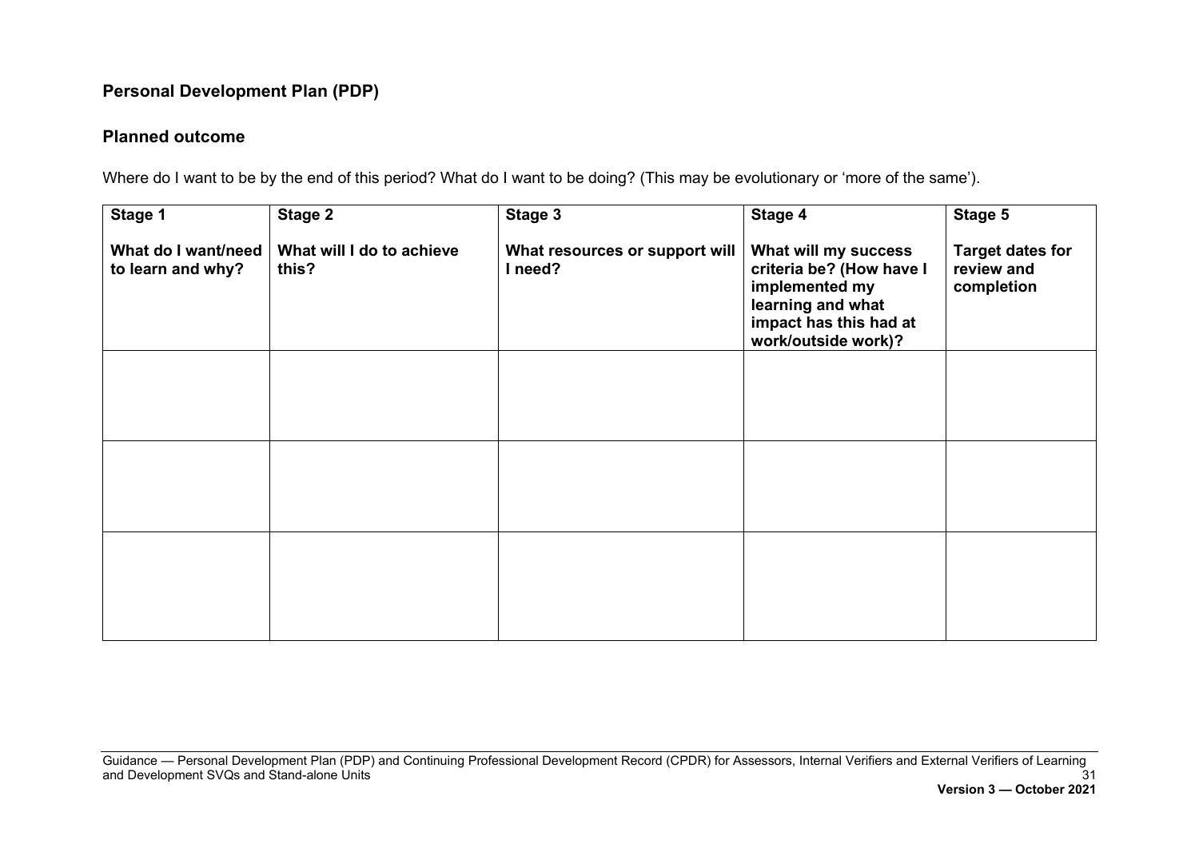## Personal Development Plan (PDP)

### Planned outcome

Where do I want to be by the end of this period? What do I want to be doing? (This may be evolutionary or 'more of the same').

| Stage 1<br><br>What do I want/need to learn and why? | Stage 2<br><br>What will I do to achieve this? | Stage 3<br><br>What resources or support will I need? | Stage 4<br><br>What will my success criteria be? (How have I implemented my learning and what impact has this had at work/outside work)? | Stage 5<br><br>Target dates for review and completion |
|---|---|---|---|---|
| | | | | |
| | | | | |
| | | | | |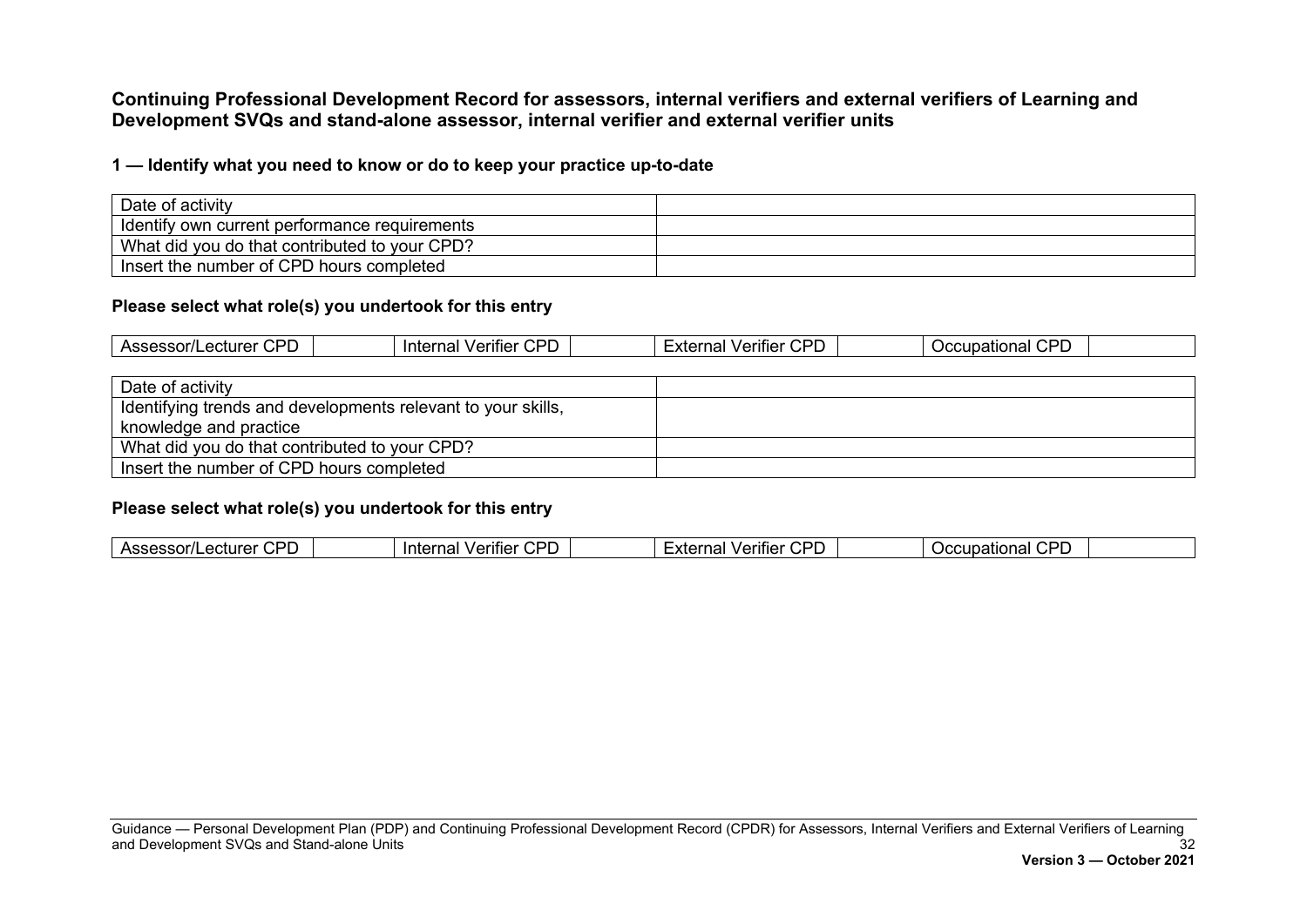**Continuing Professional Development Record for assessors, internal verifiers and external verifiers of Learning and Development SVQs and stand-alone assessor, internal verifier and external verifier units**

**1 — Identify what you need to know or do to keep your practice up-to-date**

| Date of activity | |
|---|---|
| Identify own current performance requirements | |
| What did you do that contributed to your CPD? | |
| Insert the number of CPD hours completed | |

**Please select what role(s) you undertook for this entry**

| Assessor/Lecturer CPD | | Internal Verifier CPD | | External Verifier CPD | | Occupational CPD | |
|---|---|---|---|---|---|---|---|

| Date of activity | |
|---|---|
| Identifying trends and developments relevant to your skills, knowledge and practice | |
| What did you do that contributed to your CPD? | |
| Insert the number of CPD hours completed | |

**Please select what role(s) you undertook for this entry**

| Assessor/Lecturer CPD | | Internal Verifier CPD | | External Verifier CPD | | Occupational CPD | |
|---|---|---|---|---|---|---|---|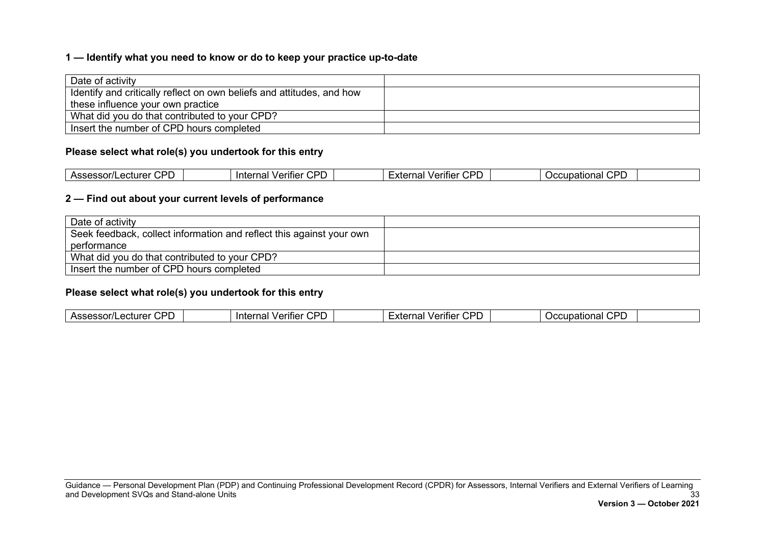### 1 — Identify what you need to know or do to keep your practice up-to-date

| Date of activity | |
|---|---|
| Identify and critically reflect on own beliefs and attitudes, and how these influence your own practice | |
| What did you do that contributed to your CPD? | |
| Insert the number of CPD hours completed | |

**Please select what role(s) you undertook for this entry**

| Assessor/Lecturer CPD | | Internal Verifier CPD | | External Verifier CPD | | Occupational CPD | |
|---|---|---|---|---|---|---|---|

### 2 — Find out about your current levels of performance

| Date of activity | |
|---|---|
| Seek feedback, collect information and reflect this against your own performance | |
| What did you do that contributed to your CPD? | |
| Insert the number of CPD hours completed | |

**Please select what role(s) you undertook for this entry**

| Assessor/Lecturer CPD | | Internal Verifier CPD | | External Verifier CPD | | Occupational CPD | |
|---|---|---|---|---|---|---|---|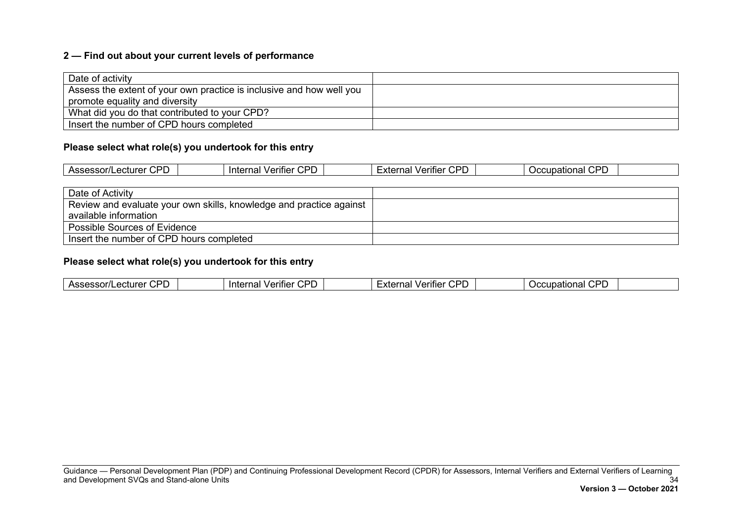### 2 — Find out about your current levels of performance

| Date of activity | |
|---|---|
| Assess the extent of your own practice is inclusive and how well you promote equality and diversity | |
| What did you do that contributed to your CPD? | |
| Insert the number of CPD hours completed | |

**Please select what role(s) you undertook for this entry**

| Assessor/Lecturer CPD | | Internal Verifier CPD | | External Verifier CPD | | Occupational CPD | |
|---|---|---|---|---|---|---|---|

| Date of Activity | |
|---|---|
| Review and evaluate your own skills, knowledge and practice against available information | |
| Possible Sources of Evidence | |
| Insert the number of CPD hours completed | |

**Please select what role(s) you undertook for this entry**

| Assessor/Lecturer CPD | | Internal Verifier CPD | | External Verifier CPD | | Occupational CPD | |
|---|---|---|---|---|---|---|---|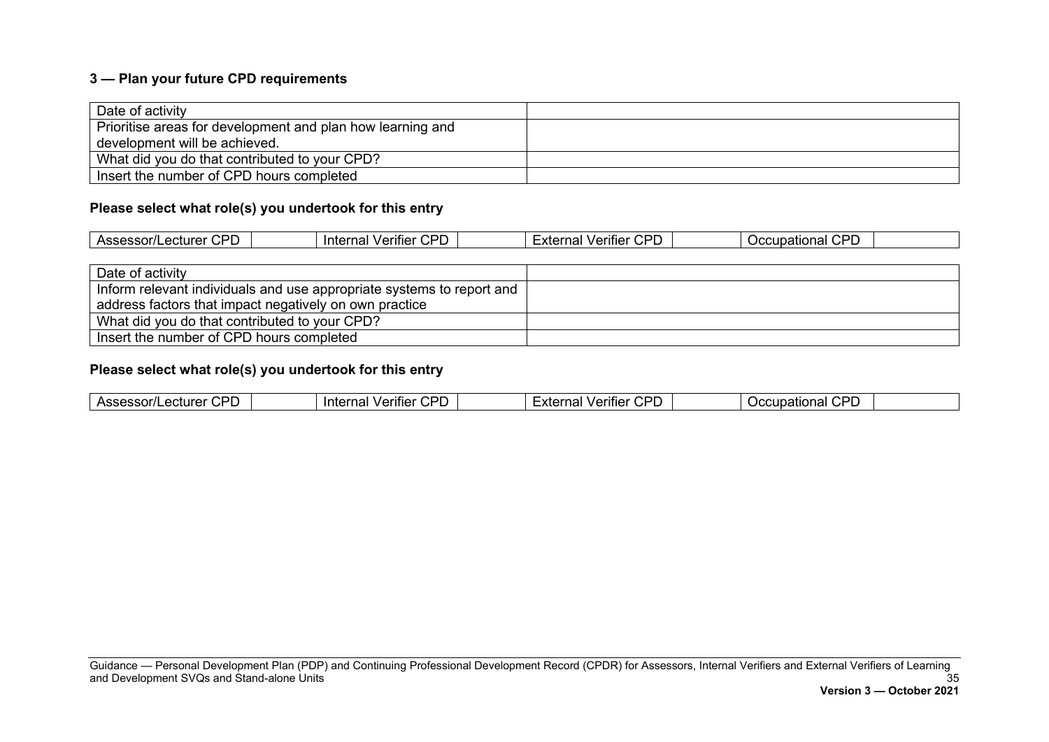### 3 — Plan your future CPD requirements

| Date of activity | |
|---|---|
| Prioritise areas for development and plan how learning and development will be achieved. | |
| What did you do that contributed to your CPD? | |
| Insert the number of CPD hours completed | |

**Please select what role(s) you undertook for this entry**

| Assessor/Lecturer CPD | | Internal Verifier CPD | | External Verifier CPD | | Occupational CPD | |
|---|---|---|---|---|---|---|---|

| Date of activity | |
|---|---|
| Inform relevant individuals and use appropriate systems to report and address factors that impact negatively on own practice | |
| What did you do that contributed to your CPD? | |
| Insert the number of CPD hours completed | |

**Please select what role(s) you undertook for this entry**

| Assessor/Lecturer CPD | | Internal Verifier CPD | | External Verifier CPD | | Occupational CPD | |
|---|---|---|---|---|---|---|---|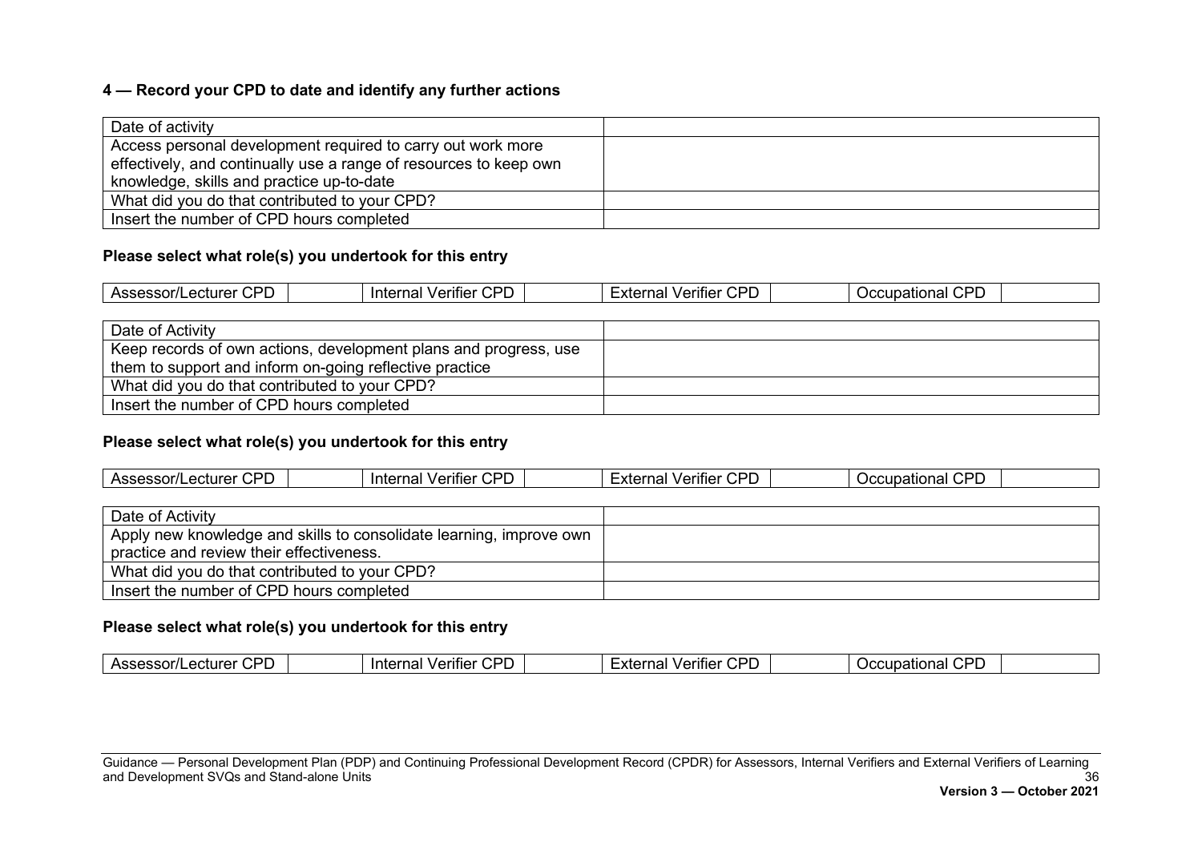#### 4 — Record your CPD to date and identify any further actions

| Date of activity | |
|---|---|
| Access personal development required to carry out work more effectively, and continually use a range of resources to keep own knowledge, skills and practice up-to-date | |
| What did you do that contributed to your CPD? | |
| Insert the number of CPD hours completed | |

**Please select what role(s) you undertook for this entry**

| Assessor/Lecturer CPD | | Internal Verifier CPD | | External Verifier CPD | | Occupational CPD | |
|---|---|---|---|---|---|---|---|

| Date of Activity | |
|---|---|
| Keep records of own actions, development plans and progress, use them to support and inform on-going reflective practice | |
| What did you do that contributed to your CPD? | |
| Insert the number of CPD hours completed | |

**Please select what role(s) you undertook for this entry**

| Assessor/Lecturer CPD | | Internal Verifier CPD | | External Verifier CPD | | Occupational CPD | |
|---|---|---|---|---|---|---|---|

| Date of Activity | |
|---|---|
| Apply new knowledge and skills to consolidate learning, improve own practice and review their effectiveness. | |
| What did you do that contributed to your CPD? | |
| Insert the number of CPD hours completed | |

**Please select what role(s) you undertook for this entry**

| Assessor/Lecturer CPD | | Internal Verifier CPD | | External Verifier CPD | | Occupational CPD | |
|---|---|---|---|---|---|---|---|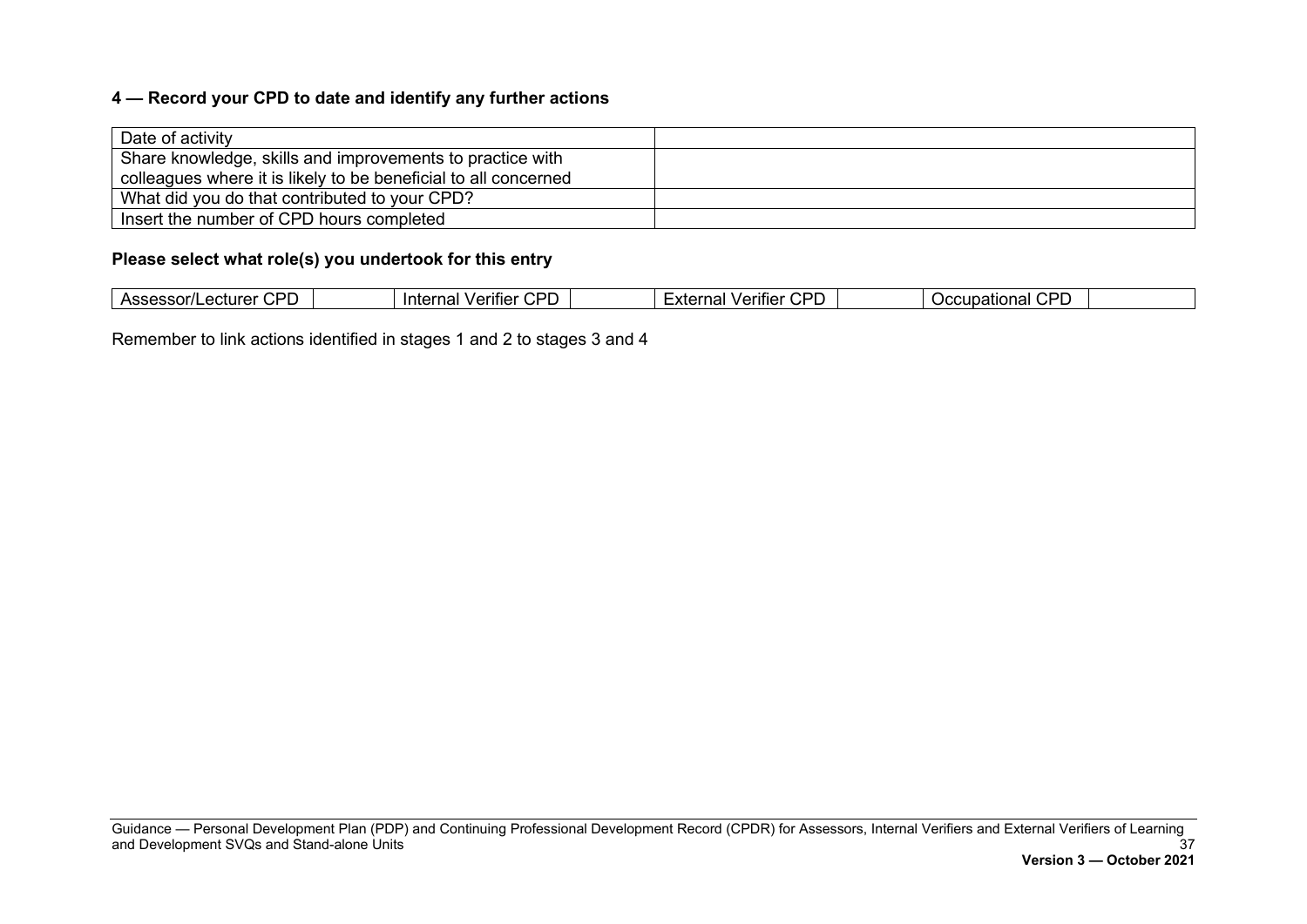## 4 — Record your CPD to date and identify any further actions

| | |
|---|---|
| Date of activity | |
| Share knowledge, skills and improvements to practice with colleagues where it is likely to be beneficial to all concerned | |
| What did you do that contributed to your CPD? | |
| Insert the number of CPD hours completed | |

### Please select what role(s) you undertook for this entry

| | | | | | | | |
|---|---|---|---|---|---|---|---|
| Assessor/Lecturer CPD | | Internal Verifier CPD | | External Verifier CPD | | Occupational CPD | |

Remember to link actions identified in stages 1 and 2 to stages 3 and 4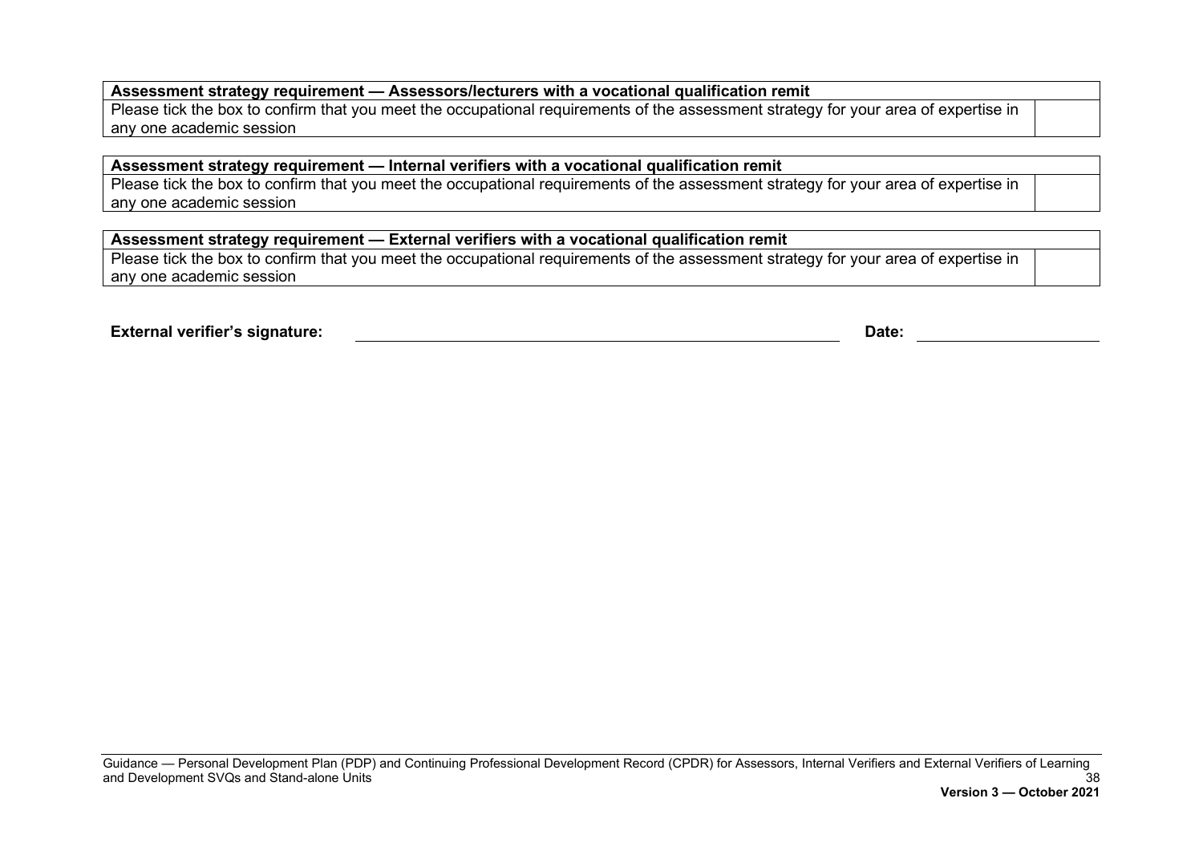| **Assessment strategy requirement — Assessors/lecturers with a vocational qualification remit** | |
|---|---|
| Please tick the box to confirm that you meet the occupational requirements of the assessment strategy for your area of expertise in any one academic session | |

| **Assessment strategy requirement — Internal verifiers with a vocational qualification remit** | |
|---|---|
| Please tick the box to confirm that you meet the occupational requirements of the assessment strategy for your area of expertise in any one academic session | |

| **Assessment strategy requirement — External verifiers with a vocational qualification remit** | |
|---|---|
| Please tick the box to confirm that you meet the occupational requirements of the assessment strategy for your area of expertise in any one academic session | |

**External verifier's signature:** ______________________________ **Date:** ______________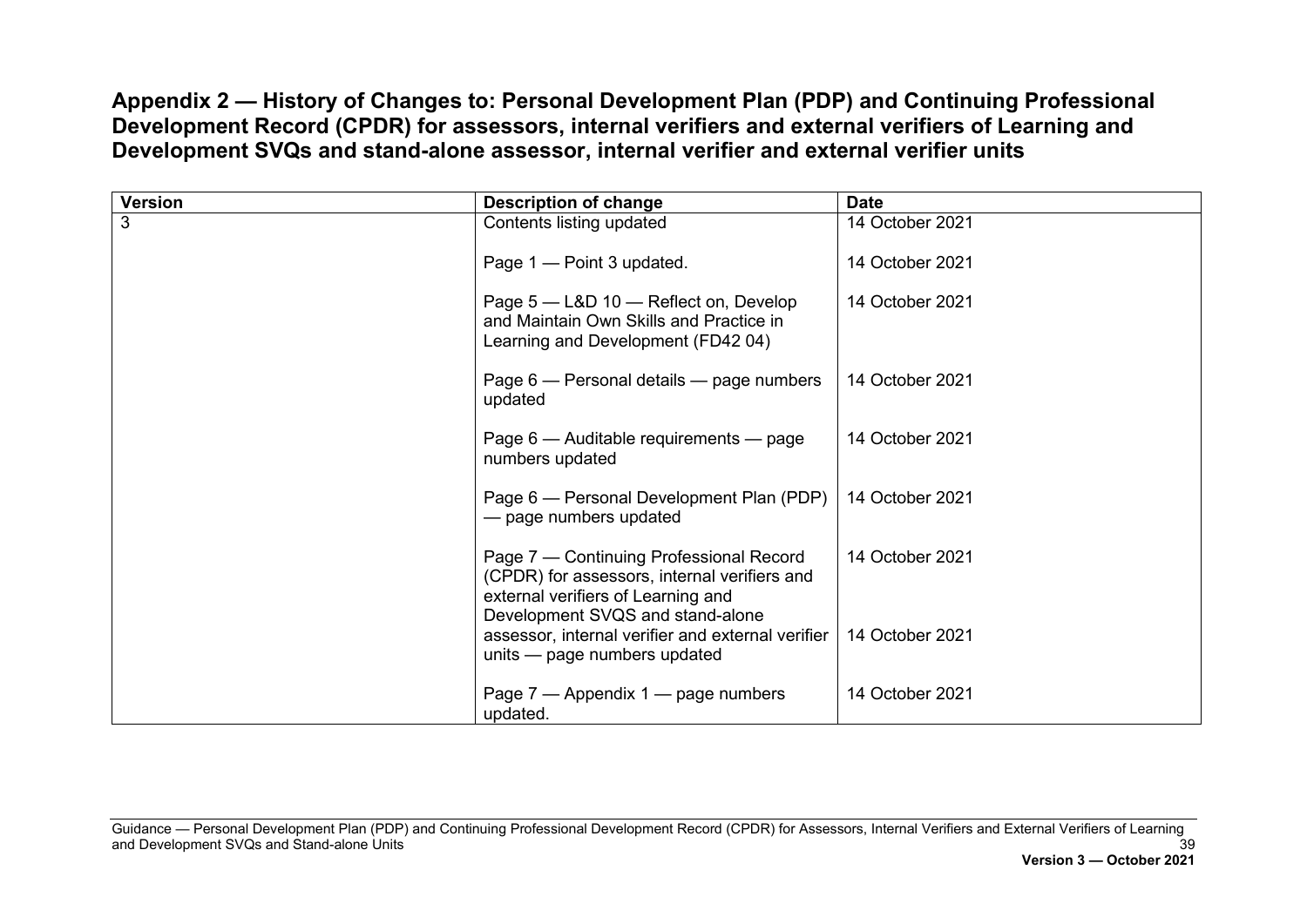## Appendix 2 — History of Changes to: Personal Development Plan (PDP) and Continuing Professional Development Record (CPDR) for assessors, internal verifiers and external verifiers of Learning and Development SVQs and stand-alone assessor, internal verifier and external verifier units

| Version | Description of change | Date |
| --- | --- | --- |
| 3 | Contents listing updated | 14 October 2021 |
| | Page 1 — Point 3 updated. | 14 October 2021 |
| | Page 5 — L&D 10 — Reflect on, Develop and Maintain Own Skills and Practice in Learning and Development (FD42 04) | 14 October 2021 |
| | Page 6 — Personal details — page numbers updated | 14 October 2021 |
| | Page 6 — Auditable requirements — page numbers updated | 14 October 2021 |
| | Page 6 — Personal Development Plan (PDP) — page numbers updated | 14 October 2021 |
| | Page 7 — Continuing Professional Record (CPDR) for assessors, internal verifiers and external verifiers of Learning and Development SVQS and stand-alone assessor, internal verifier and external verifier units — page numbers updated | 14 October 2021<br>14 October 2021 |
| | Page 7 — Appendix 1 — page numbers updated. | 14 October 2021 |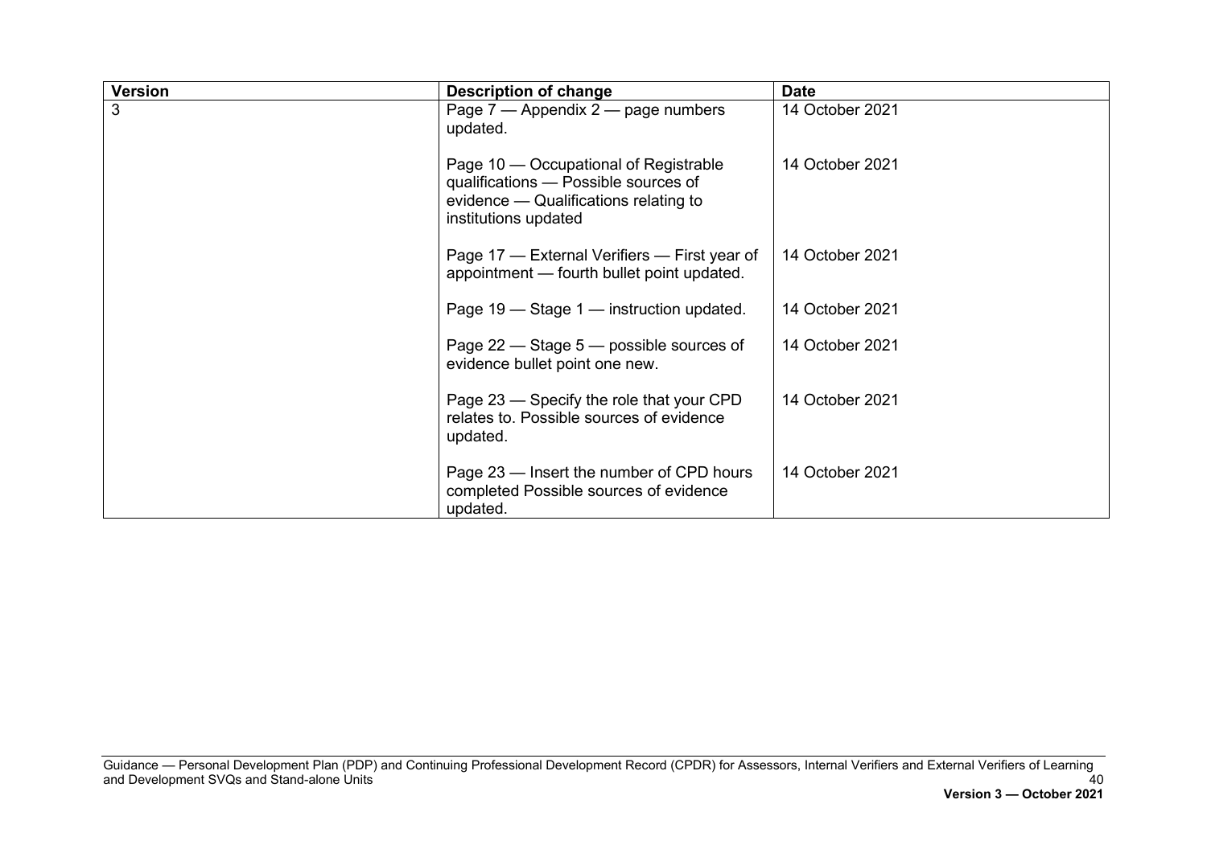| Version | Description of change | Date |
| --- | --- | --- |
| 3 | Page 7 — Appendix 2 — page numbers updated. | 14 October 2021 |
| | Page 10 — Occupational of Registrable qualifications — Possible sources of evidence — Qualifications relating to institutions updated | 14 October 2021 |
| | Page 17 — External Verifiers — First year of appointment — fourth bullet point updated. | 14 October 2021 |
| | Page 19 — Stage 1 — instruction updated. | 14 October 2021 |
| | Page 22 — Stage 5 — possible sources of evidence bullet point one new. | 14 October 2021 |
| | Page 23 — Specify the role that your CPD relates to. Possible sources of evidence updated. | 14 October 2021 |
| | Page 23 — Insert the number of CPD hours completed Possible sources of evidence updated. | 14 October 2021 |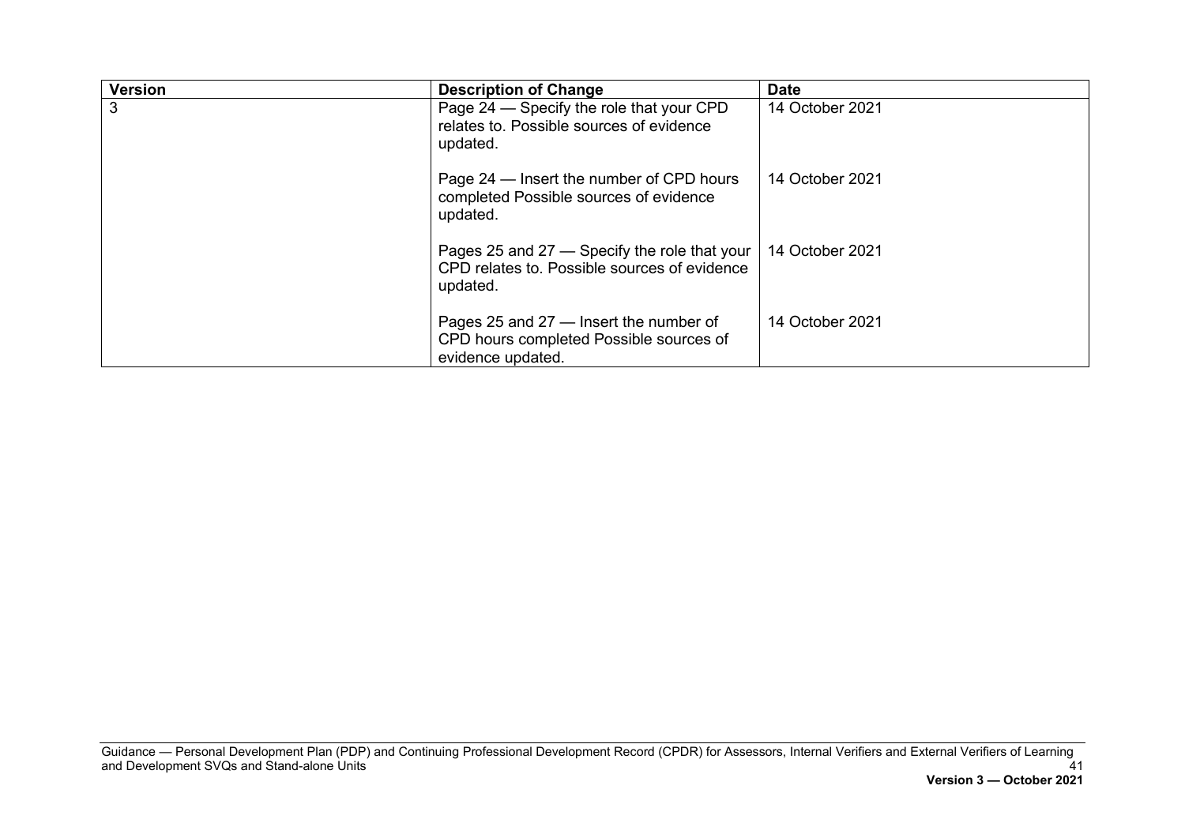| Version | Description of Change | Date |
|---|---|---|
| 3 | Page 24 — Specify the role that your CPD relates to. Possible sources of evidence updated. | 14 October 2021 |
| | Page 24 — Insert the number of CPD hours completed Possible sources of evidence updated. | 14 October 2021 |
| | Pages 25 and 27 — Specify the role that your CPD relates to. Possible sources of evidence updated. | 14 October 2021 |
| | Pages 25 and 27 — Insert the number of CPD hours completed Possible sources of evidence updated. | 14 October 2021 |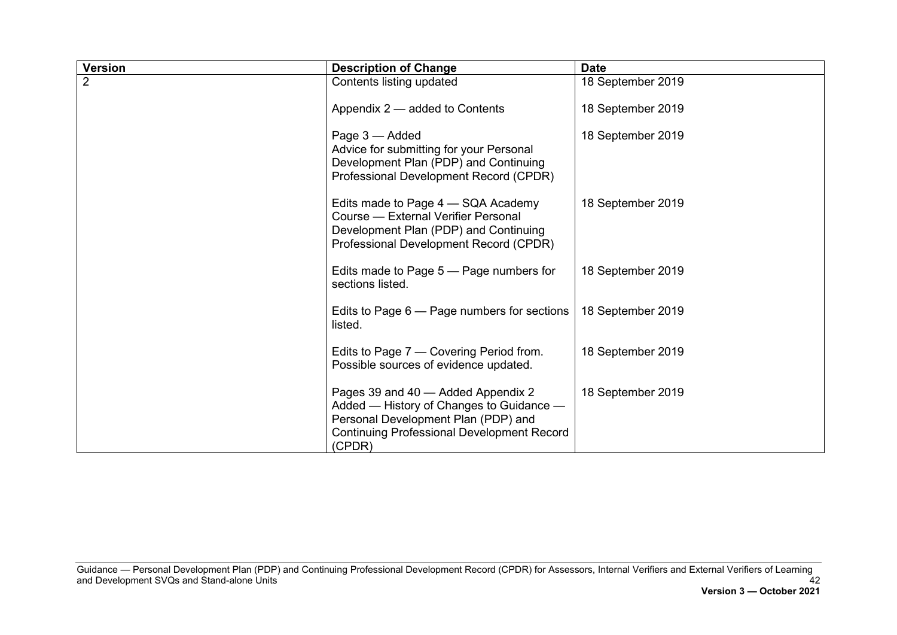| Version | Description of Change | Date |
| --- | --- | --- |
| 2 | Contents listing updated | 18 September 2019 |
| | Appendix 2 — added to Contents | 18 September 2019 |
| | Page 3 — Added Advice for submitting for your Personal Development Plan (PDP) and Continuing Professional Development Record (CPDR) | 18 September 2019 |
| | Edits made to Page 4 — SQA Academy Course — External Verifier Personal Development Plan (PDP) and Continuing Professional Development Record (CPDR) | 18 September 2019 |
| | Edits made to Page 5 — Page numbers for sections listed. | 18 September 2019 |
| | Edits to Page 6 — Page numbers for sections listed. | 18 September 2019 |
| | Edits to Page 7 — Covering Period from. Possible sources of evidence updated. | 18 September 2019 |
| | Pages 39 and 40 — Added Appendix 2 Added — History of Changes to Guidance — Personal Development Plan (PDP) and Continuing Professional Development Record (CPDR) | 18 September 2019 |